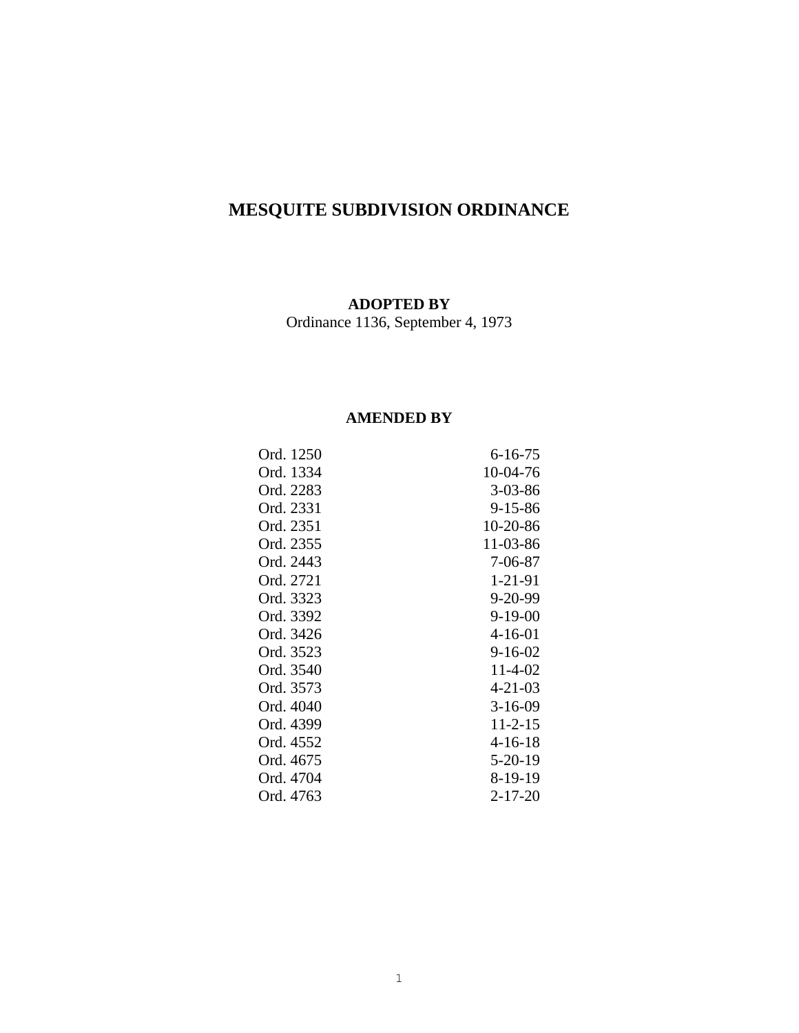# MESQUITE SUBDIVISION ORDINANCE

**ADOPTED BY**

Ordinance 1136, September 4, 1973

**AMENDED BY**

| | |
|---|---|
| Ord. 1250 | 6-16-75 |
| Ord. 1334 | 10-04-76 |
| Ord. 2283 | 3-03-86 |
| Ord. 2331 | 9-15-86 |
| Ord. 2351 | 10-20-86 |
| Ord. 2355 | 11-03-86 |
| Ord. 2443 | 7-06-87 |
| Ord. 2721 | 1-21-91 |
| Ord. 3323 | 9-20-99 |
| Ord. 3392 | 9-19-00 |
| Ord. 3426 | 4-16-01 |
| Ord. 3523 | 9-16-02 |
| Ord. 3540 | 11-4-02 |
| Ord. 3573 | 4-21-03 |
| Ord. 4040 | 3-16-09 |
| Ord. 4399 | 11-2-15 |
| Ord. 4552 | 4-16-18 |
| Ord. 4675 | 5-20-19 |
| Ord. 4704 | 8-19-19 |
| Ord. 4763 | 2-17-20 |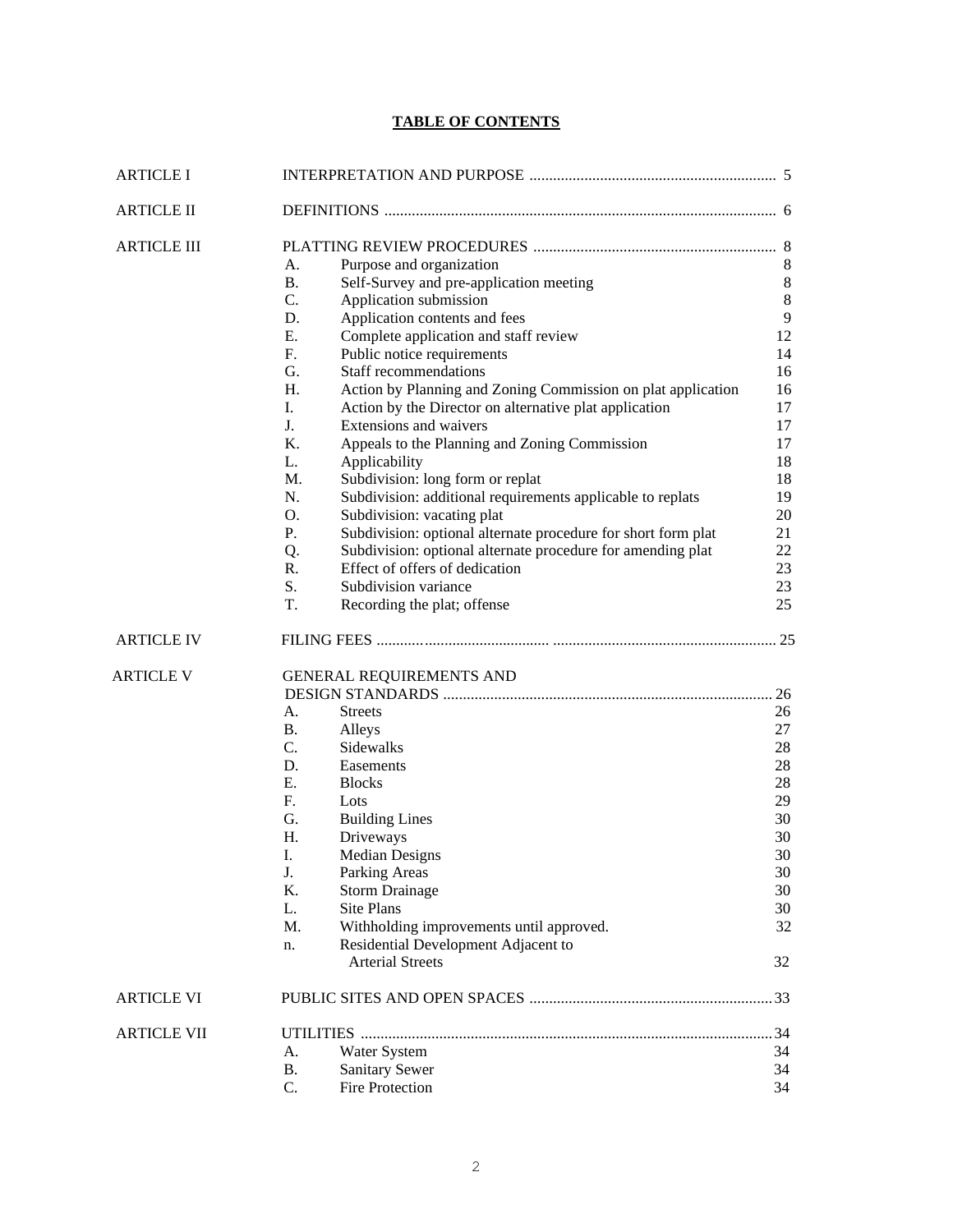# TABLE OF CONTENTS

| | | | |
|---|---|---|---|
| ARTICLE I | | INTERPRETATION AND PURPOSE | 5 |
| ARTICLE II | | DEFINITIONS | 6 |
| ARTICLE III | | PLATTING REVIEW PROCEDURES | 8 |
| | A. | Purpose and organization | 8 |
| | B. | Self-Survey and pre-application meeting | 8 |
| | C. | Application submission | 8 |
| | D. | Application contents and fees | 9 |
| | E. | Complete application and staff review | 12 |
| | F. | Public notice requirements | 14 |
| | G. | Staff recommendations | 16 |
| | H. | Action by Planning and Zoning Commission on plat application | 16 |
| | I. | Action by the Director on alternative plat application | 17 |
| | J. | Extensions and waivers | 17 |
| | K. | Appeals to the Planning and Zoning Commission | 17 |
| | L. | Applicability | 18 |
| | M. | Subdivision: long form or replat | 18 |
| | N. | Subdivision: additional requirements applicable to replats | 19 |
| | O. | Subdivision: vacating plat | 20 |
| | P. | Subdivision: optional alternate procedure for short form plat | 21 |
| | Q. | Subdivision: optional alternate procedure for amending plat | 22 |
| | R. | Effect of offers of dedication | 23 |
| | S. | Subdivision variance | 23 |
| | T. | Recording the plat; offense | 25 |
| ARTICLE IV | | FILING FEES | 25 |
| ARTICLE V | | GENERAL REQUIREMENTS AND DESIGN STANDARDS | 26 |
| | A. | Streets | 26 |
| | B. | Alleys | 27 |
| | C. | Sidewalks | 28 |
| | D. | Easements | 28 |
| | E. | Blocks | 28 |
| | F. | Lots | 29 |
| | G. | Building Lines | 30 |
| | H. | Driveways | 30 |
| | I. | Median Designs | 30 |
| | J. | Parking Areas | 30 |
| | K. | Storm Drainage | 30 |
| | L. | Site Plans | 30 |
| | M. | Withholding improvements until approved. | 32 |
| | n. | Residential Development Adjacent to Arterial Streets | 32 |
| ARTICLE VI | | PUBLIC SITES AND OPEN SPACES | 33 |
| ARTICLE VII | | UTILITIES | 34 |
| | A. | Water System | 34 |
| | B. | Sanitary Sewer | 34 |
| | C. | Fire Protection | 34 |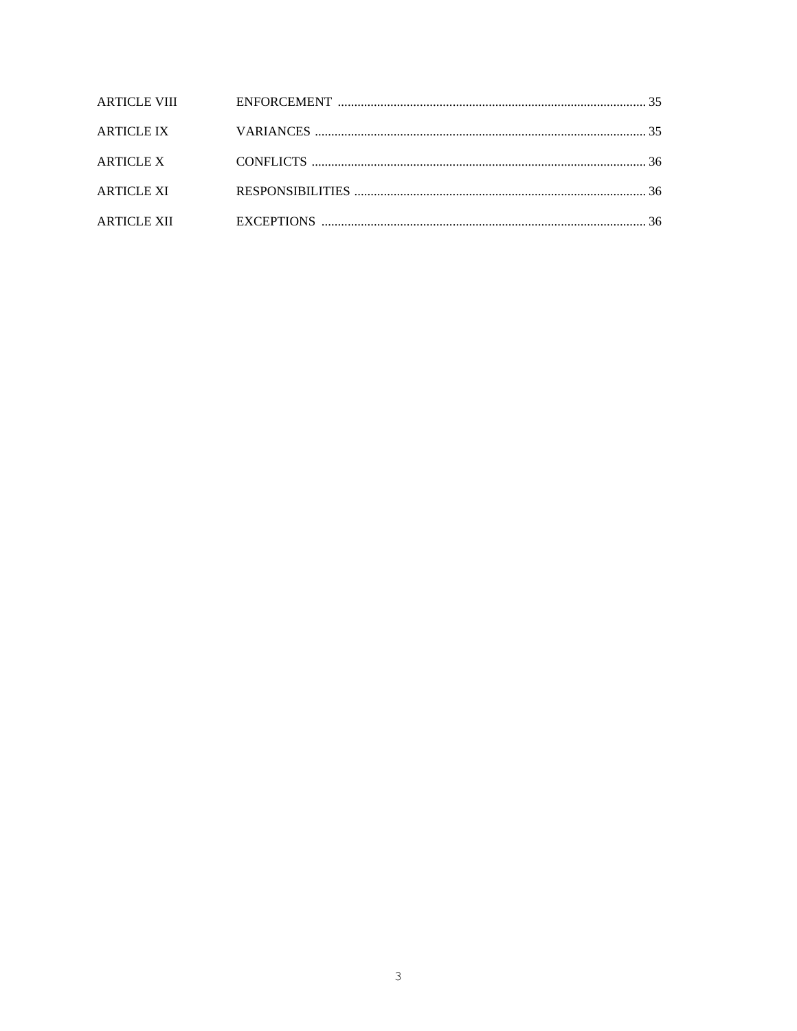| | | |
|---|---|---|
| ARTICLE VIII | ENFORCEMENT | 35 |
| ARTICLE IX | VARIANCES | 35 |
| ARTICLE X | CONFLICTS | 36 |
| ARTICLE XI | RESPONSIBILITIES | 36 |
| ARTICLE XII | EXCEPTIONS | 36 |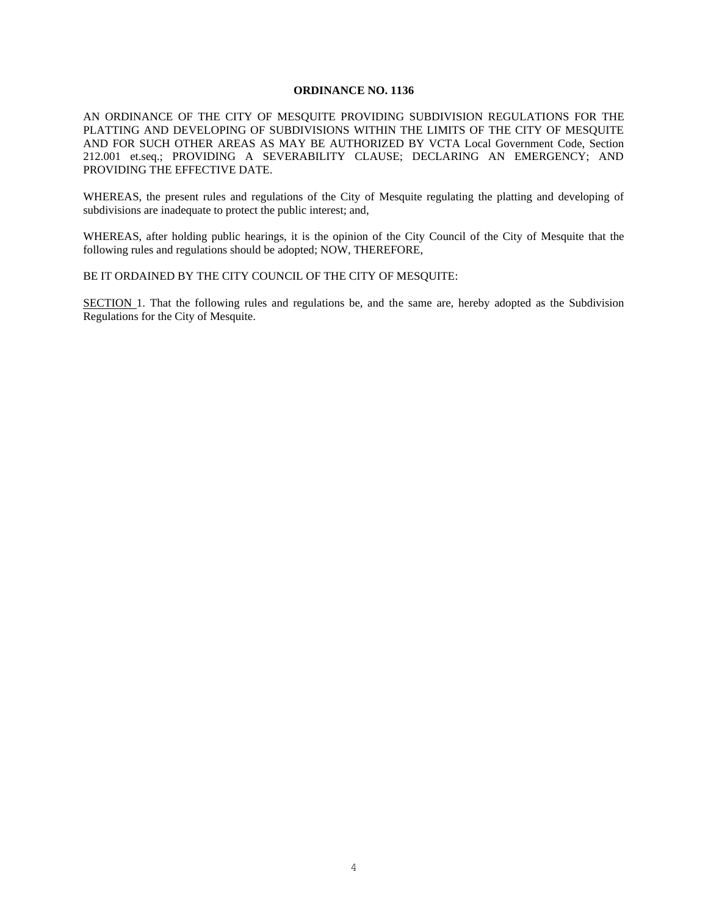**ORDINANCE NO. 1136**

AN ORDINANCE OF THE CITY OF MESQUITE PROVIDING SUBDIVISION REGULATIONS FOR THE PLATTING AND DEVELOPING OF SUBDIVISIONS WITHIN THE LIMITS OF THE CITY OF MESQUITE AND FOR SUCH OTHER AREAS AS MAY BE AUTHORIZED BY VCTA Local Government Code, Section 212.001 et.seq.; PROVIDING A SEVERABILITY CLAUSE; DECLARING AN EMERGENCY; AND PROVIDING THE EFFECTIVE DATE.

WHEREAS, the present rules and regulations of the City of Mesquite regulating the platting and developing of subdivisions are inadequate to protect the public interest; and,

WHEREAS, after holding public hearings, it is the opinion of the City Council of the City of Mesquite that the following rules and regulations should be adopted; NOW, THEREFORE,

BE IT ORDAINED BY THE CITY COUNCIL OF THE CITY OF MESQUITE:

SECTION 1. That the following rules and regulations be, and the same are, hereby adopted as the Subdivision Regulations for the City of Mesquite.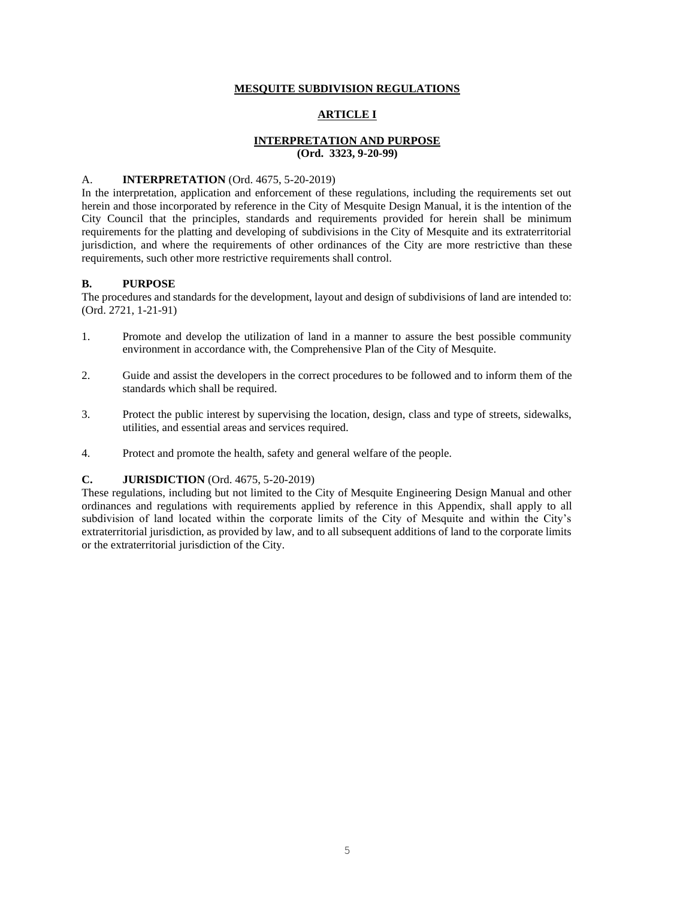# MESQUITE SUBDIVISION REGULATIONS

## ARTICLE I

## INTERPRETATION AND PURPOSE
**(Ord. 3323, 9-20-99)**

A. **INTERPRETATION** (Ord. 4675, 5-20-2019)
In the interpretation, application and enforcement of these regulations, including the requirements set out herein and those incorporated by reference in the City of Mesquite Design Manual, it is the intention of the City Council that the principles, standards and requirements provided for herein shall be minimum requirements for the platting and developing of subdivisions in the City of Mesquite and its extraterritorial jurisdiction, and where the requirements of other ordinances of the City are more restrictive than these requirements, such other more restrictive requirements shall control.

**B. PURPOSE**
The procedures and standards for the development, layout and design of subdivisions of land are intended to: (Ord. 2721, 1-21-91)

1. Promote and develop the utilization of land in a manner to assure the best possible community environment in accordance with, the Comprehensive Plan of the City of Mesquite.

2. Guide and assist the developers in the correct procedures to be followed and to inform them of the standards which shall be required.

3. Protect the public interest by supervising the location, design, class and type of streets, sidewalks, utilities, and essential areas and services required.

4. Protect and promote the health, safety and general welfare of the people.

**C. JURISDICTION** (Ord. 4675, 5-20-2019)
These regulations, including but not limited to the City of Mesquite Engineering Design Manual and other ordinances and regulations with requirements applied by reference in this Appendix, shall apply to all subdivision of land located within the corporate limits of the City of Mesquite and within the City's extraterritorial jurisdiction, as provided by law, and to all subsequent additions of land to the corporate limits or the extraterritorial jurisdiction of the City.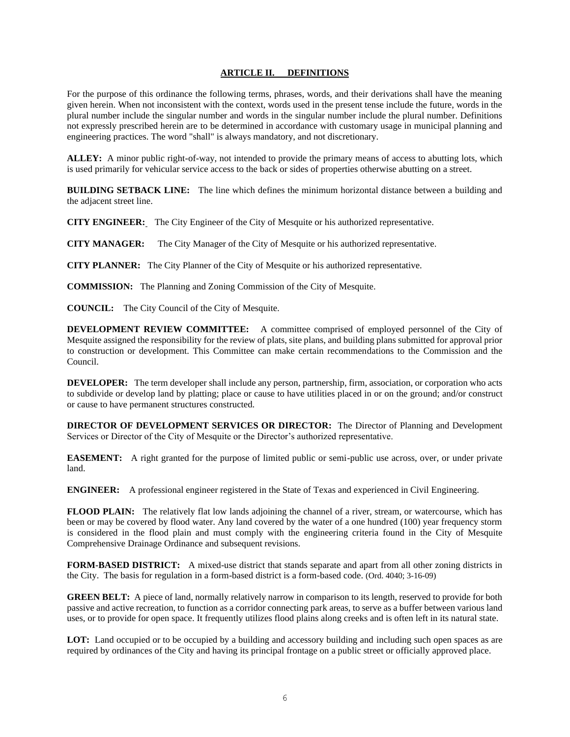## ARTICLE II. DEFINITIONS

For the purpose of this ordinance the following terms, phrases, words, and their derivations shall have the meaning given herein. When not inconsistent with the context, words used in the present tense include the future, words in the plural number include the singular number and words in the singular number include the plural number. Definitions not expressly prescribed herein are to be determined in accordance with customary usage in municipal planning and engineering practices. The word "shall" is always mandatory, and not discretionary.

**ALLEY:** A minor public right-of-way, not intended to provide the primary means of access to abutting lots, which is used primarily for vehicular service access to the back or sides of properties otherwise abutting on a street.

**BUILDING SETBACK LINE:** The line which defines the minimum horizontal distance between a building and the adjacent street line.

**CITY ENGINEER:** The City Engineer of the City of Mesquite or his authorized representative.

**CITY MANAGER:** The City Manager of the City of Mesquite or his authorized representative.

**CITY PLANNER:** The City Planner of the City of Mesquite or his authorized representative.

**COMMISSION:** The Planning and Zoning Commission of the City of Mesquite.

**COUNCIL:** The City Council of the City of Mesquite.

**DEVELOPMENT REVIEW COMMITTEE:** A committee comprised of employed personnel of the City of Mesquite assigned the responsibility for the review of plats, site plans, and building plans submitted for approval prior to construction or development. This Committee can make certain recommendations to the Commission and the Council.

**DEVELOPER:** The term developer shall include any person, partnership, firm, association, or corporation who acts to subdivide or develop land by platting; place or cause to have utilities placed in or on the ground; and/or construct or cause to have permanent structures constructed.

**DIRECTOR OF DEVELOPMENT SERVICES OR DIRECTOR:** The Director of Planning and Development Services or Director of the City of Mesquite or the Director's authorized representative.

**EASEMENT:** A right granted for the purpose of limited public or semi-public use across, over, or under private land.

**ENGINEER:** A professional engineer registered in the State of Texas and experienced in Civil Engineering.

**FLOOD PLAIN:** The relatively flat low lands adjoining the channel of a river, stream, or watercourse, which has been or may be covered by flood water. Any land covered by the water of a one hundred (100) year frequency storm is considered in the flood plain and must comply with the engineering criteria found in the City of Mesquite Comprehensive Drainage Ordinance and subsequent revisions.

**FORM-BASED DISTRICT:** A mixed-use district that stands separate and apart from all other zoning districts in the City. The basis for regulation in a form-based district is a form-based code. (Ord. 4040; 3-16-09)

**GREEN BELT:** A piece of land, normally relatively narrow in comparison to its length, reserved to provide for both passive and active recreation, to function as a corridor connecting park areas, to serve as a buffer between various land uses, or to provide for open space. It frequently utilizes flood plains along creeks and is often left in its natural state.

**LOT:** Land occupied or to be occupied by a building and accessory building and including such open spaces as are required by ordinances of the City and having its principal frontage on a public street or officially approved place.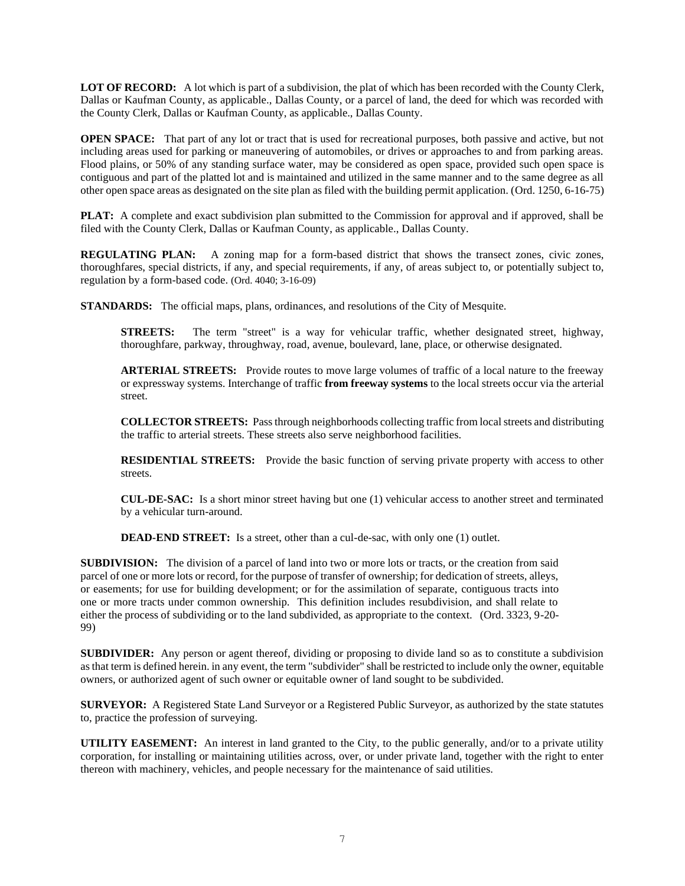**LOT OF RECORD:** A lot which is part of a subdivision, the plat of which has been recorded with the County Clerk, Dallas or Kaufman County, as applicable., Dallas County, or a parcel of land, the deed for which was recorded with the County Clerk, Dallas or Kaufman County, as applicable., Dallas County.

**OPEN SPACE:** That part of any lot or tract that is used for recreational purposes, both passive and active, but not including areas used for parking or maneuvering of automobiles, or drives or approaches to and from parking areas. Flood plains, or 50% of any standing surface water, may be considered as open space, provided such open space is contiguous and part of the platted lot and is maintained and utilized in the same manner and to the same degree as all other open space areas as designated on the site plan as filed with the building permit application. (Ord. 1250, 6-16-75)

**PLAT:** A complete and exact subdivision plan submitted to the Commission for approval and if approved, shall be filed with the County Clerk, Dallas or Kaufman County, as applicable., Dallas County.

**REGULATING PLAN:** A zoning map for a form-based district that shows the transect zones, civic zones, thoroughfares, special districts, if any, and special requirements, if any, of areas subject to, or potentially subject to, regulation by a form-based code. (Ord. 4040; 3-16-09)

**STANDARDS:** The official maps, plans, ordinances, and resolutions of the City of Mesquite.

> **STREETS:** The term "street" is a way for vehicular traffic, whether designated street, highway, thoroughfare, parkway, throughway, road, avenue, boulevard, lane, place, or otherwise designated.
>
> **ARTERIAL STREETS:** Provide routes to move large volumes of traffic of a local nature to the freeway or expressway systems. Interchange of traffic **from freeway systems** to the local streets occur via the arterial street.
>
> **COLLECTOR STREETS:** Pass through neighborhoods collecting traffic from local streets and distributing the traffic to arterial streets. These streets also serve neighborhood facilities.
>
> **RESIDENTIAL STREETS:** Provide the basic function of serving private property with access to other streets.
>
> **CUL-DE-SAC:** Is a short minor street having but one (1) vehicular access to another street and terminated by a vehicular turn-around.
>
> **DEAD-END STREET:** Is a street, other than a cul-de-sac, with only one (1) outlet.

**SUBDIVISION:** The division of a parcel of land into two or more lots or tracts, or the creation from said parcel of one or more lots or record, for the purpose of transfer of ownership; for dedication of streets, alleys, or easements; for use for building development; or for the assimilation of separate, contiguous tracts into one or more tracts under common ownership. This definition includes resubdivision, and shall relate to either the process of subdividing or to the land subdivided, as appropriate to the context. (Ord. 3323, 9-20-99)

**SUBDIVIDER:** Any person or agent thereof, dividing or proposing to divide land so as to constitute a subdivision as that term is defined herein. in any event, the term "subdivider" shall be restricted to include only the owner, equitable owners, or authorized agent of such owner or equitable owner of land sought to be subdivided.

**SURVEYOR:** A Registered State Land Surveyor or a Registered Public Surveyor, as authorized by the state statutes to, practice the profession of surveying.

**UTILITY EASEMENT:** An interest in land granted to the City, to the public generally, and/or to a private utility corporation, for installing or maintaining utilities across, over, or under private land, together with the right to enter thereon with machinery, vehicles, and people necessary for the maintenance of said utilities.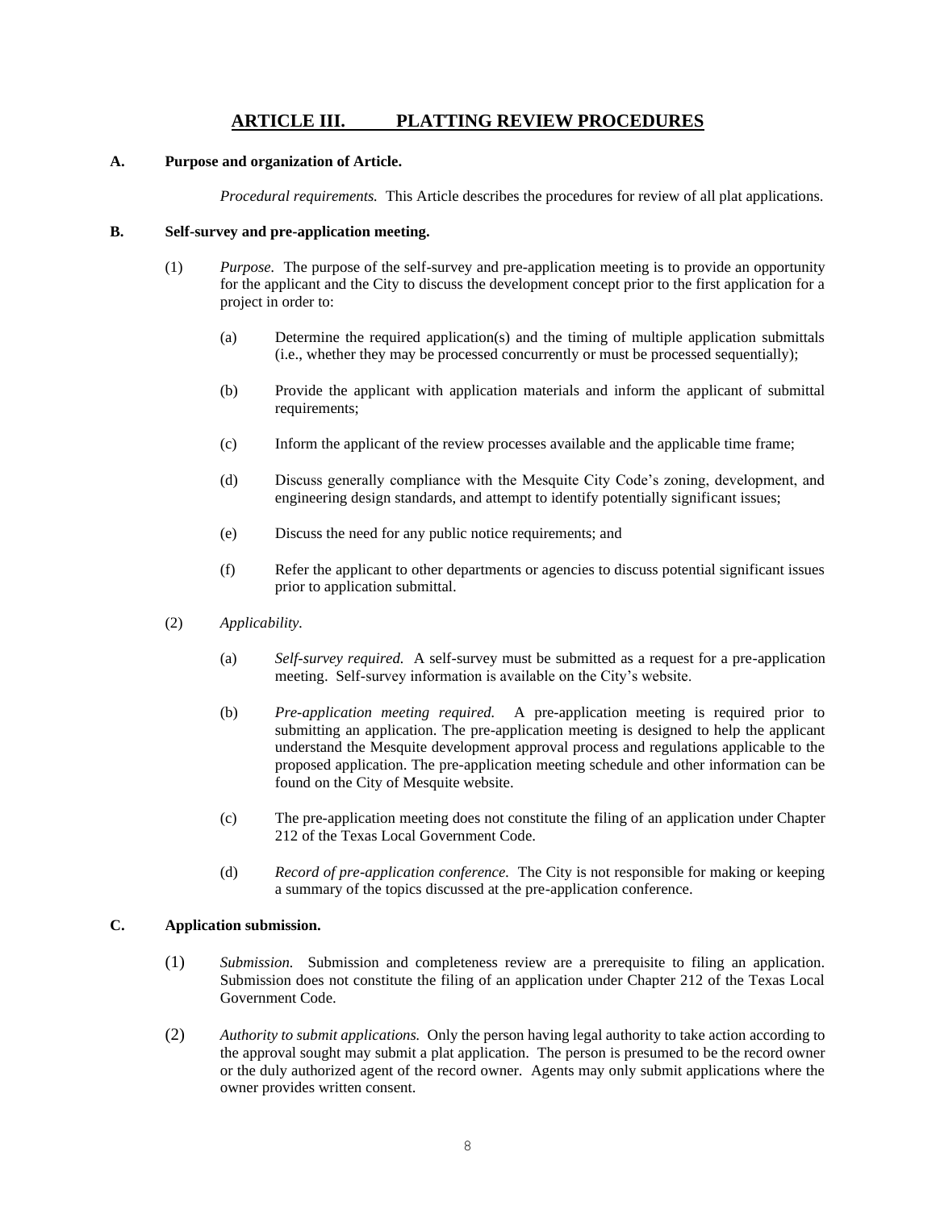# ARTICLE III. PLATTING REVIEW PROCEDURES

**A. Purpose and organization of Article.**

*Procedural requirements.* This Article describes the procedures for review of all plat applications.

**B. Self-survey and pre-application meeting.**

(1) *Purpose.* The purpose of the self-survey and pre-application meeting is to provide an opportunity for the applicant and the City to discuss the development concept prior to the first application for a project in order to:

(a) Determine the required application(s) and the timing of multiple application submittals (i.e., whether they may be processed concurrently or must be processed sequentially);

(b) Provide the applicant with application materials and inform the applicant of submittal requirements;

(c) Inform the applicant of the review processes available and the applicable time frame;

(d) Discuss generally compliance with the Mesquite City Code's zoning, development, and engineering design standards, and attempt to identify potentially significant issues;

(e) Discuss the need for any public notice requirements; and

(f) Refer the applicant to other departments or agencies to discuss potential significant issues prior to application submittal.

(2) *Applicability.*

(a) *Self-survey required.* A self-survey must be submitted as a request for a pre-application meeting. Self-survey information is available on the City's website.

(b) *Pre-application meeting required.* A pre-application meeting is required prior to submitting an application. The pre-application meeting is designed to help the applicant understand the Mesquite development approval process and regulations applicable to the proposed application. The pre-application meeting schedule and other information can be found on the City of Mesquite website.

(c) The pre-application meeting does not constitute the filing of an application under Chapter 212 of the Texas Local Government Code.

(d) *Record of pre-application conference.* The City is not responsible for making or keeping a summary of the topics discussed at the pre-application conference.

**C. Application submission.**

(1) *Submission.* Submission and completeness review are a prerequisite to filing an application. Submission does not constitute the filing of an application under Chapter 212 of the Texas Local Government Code.

(2) *Authority to submit applications.* Only the person having legal authority to take action according to the approval sought may submit a plat application. The person is presumed to be the record owner or the duly authorized agent of the record owner. Agents may only submit applications where the owner provides written consent.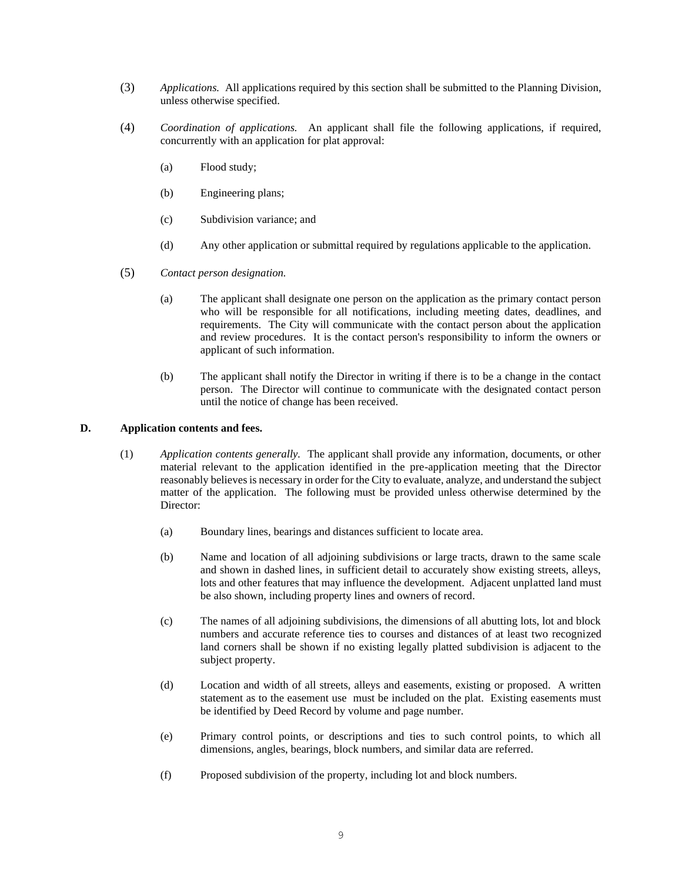(3) *Applications.* All applications required by this section shall be submitted to the Planning Division, unless otherwise specified.

(4) *Coordination of applications.* An applicant shall file the following applications, if required, concurrently with an application for plat approval:

(a) Flood study;

(b) Engineering plans;

(c) Subdivision variance; and

(d) Any other application or submittal required by regulations applicable to the application.

(5) *Contact person designation.*

(a) The applicant shall designate one person on the application as the primary contact person who will be responsible for all notifications, including meeting dates, deadlines, and requirements. The City will communicate with the contact person about the application and review procedures. It is the contact person's responsibility to inform the owners or applicant of such information.

(b) The applicant shall notify the Director in writing if there is to be a change in the contact person. The Director will continue to communicate with the designated contact person until the notice of change has been received.

**D. Application contents and fees.**

(1) *Application contents generally.* The applicant shall provide any information, documents, or other material relevant to the application identified in the pre-application meeting that the Director reasonably believes is necessary in order for the City to evaluate, analyze, and understand the subject matter of the application. The following must be provided unless otherwise determined by the Director:

(a) Boundary lines, bearings and distances sufficient to locate area.

(b) Name and location of all adjoining subdivisions or large tracts, drawn to the same scale and shown in dashed lines, in sufficient detail to accurately show existing streets, alleys, lots and other features that may influence the development. Adjacent unplatted land must be also shown, including property lines and owners of record.

(c) The names of all adjoining subdivisions, the dimensions of all abutting lots, lot and block numbers and accurate reference ties to courses and distances of at least two recognized land corners shall be shown if no existing legally platted subdivision is adjacent to the subject property.

(d) Location and width of all streets, alleys and easements, existing or proposed. A written statement as to the easement use must be included on the plat. Existing easements must be identified by Deed Record by volume and page number.

(e) Primary control points, or descriptions and ties to such control points, to which all dimensions, angles, bearings, block numbers, and similar data are referred.

(f) Proposed subdivision of the property, including lot and block numbers.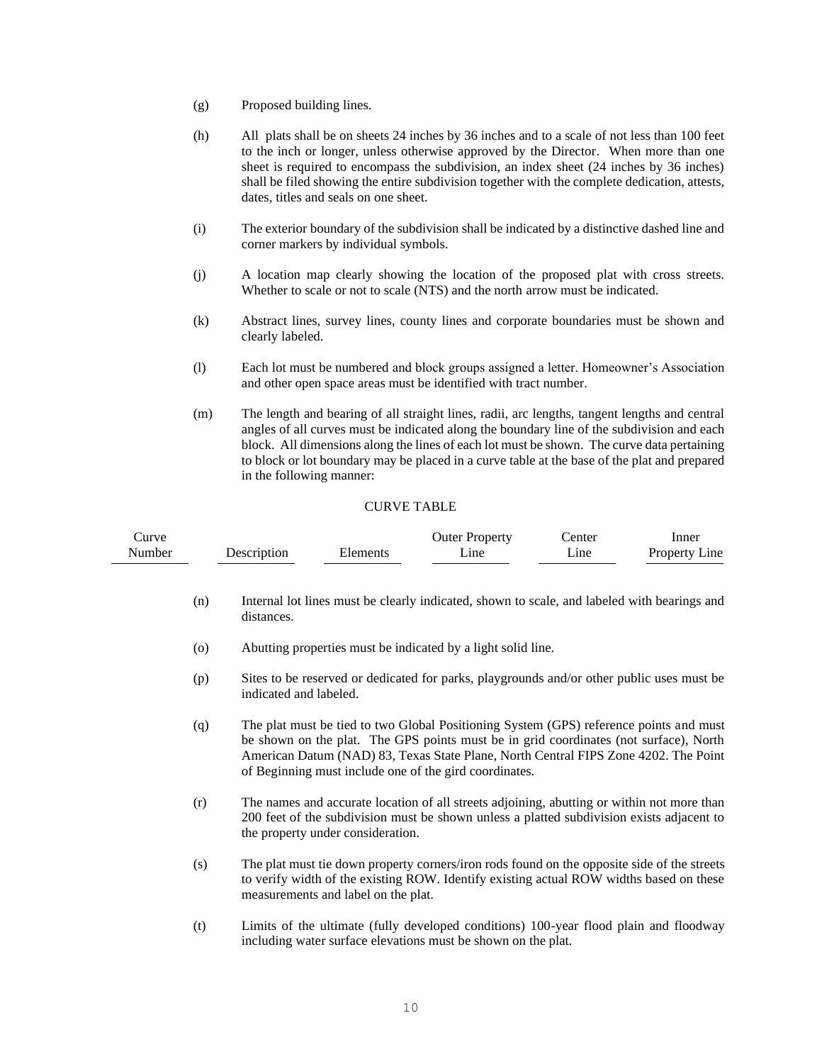(g) Proposed building lines.

(h) All plats shall be on sheets 24 inches by 36 inches and to a scale of not less than 100 feet to the inch or longer, unless otherwise approved by the Director. When more than one sheet is required to encompass the subdivision, an index sheet (24 inches by 36 inches) shall be filed showing the entire subdivision together with the complete dedication, attests, dates, titles and seals on one sheet.

(i) The exterior boundary of the subdivision shall be indicated by a distinctive dashed line and corner markers by individual symbols.

(j) A location map clearly showing the location of the proposed plat with cross streets. Whether to scale or not to scale (NTS) and the north arrow must be indicated.

(k) Abstract lines, survey lines, county lines and corporate boundaries must be shown and clearly labeled.

(l) Each lot must be numbered and block groups assigned a letter. Homeowner's Association and other open space areas must be identified with tract number.

(m) The length and bearing of all straight lines, radii, arc lengths, tangent lengths and central angles of all curves must be indicated along the boundary line of the subdivision and each block. All dimensions along the lines of each lot must be shown. The curve data pertaining to block or lot boundary may be placed in a curve table at the base of the plat and prepared in the following manner:

CURVE TABLE

| Curve Number | Description | Elements | Outer Property Line | Center Line | Inner Property Line |
|---|---|---|---|---|---|

(n) Internal lot lines must be clearly indicated, shown to scale, and labeled with bearings and distances.

(o) Abutting properties must be indicated by a light solid line.

(p) Sites to be reserved or dedicated for parks, playgrounds and/or other public uses must be indicated and labeled.

(q) The plat must be tied to two Global Positioning System (GPS) reference points and must be shown on the plat. The GPS points must be in grid coordinates (not surface), North American Datum (NAD) 83, Texas State Plane, North Central FIPS Zone 4202. The Point of Beginning must include one of the gird coordinates.

(r) The names and accurate location of all streets adjoining, abutting or within not more than 200 feet of the subdivision must be shown unless a platted subdivision exists adjacent to the property under consideration.

(s) The plat must tie down property corners/iron rods found on the opposite side of the streets to verify width of the existing ROW. Identify existing actual ROW widths based on these measurements and label on the plat.

(t) Limits of the ultimate (fully developed conditions) 100-year flood plain and floodway including water surface elevations must be shown on the plat.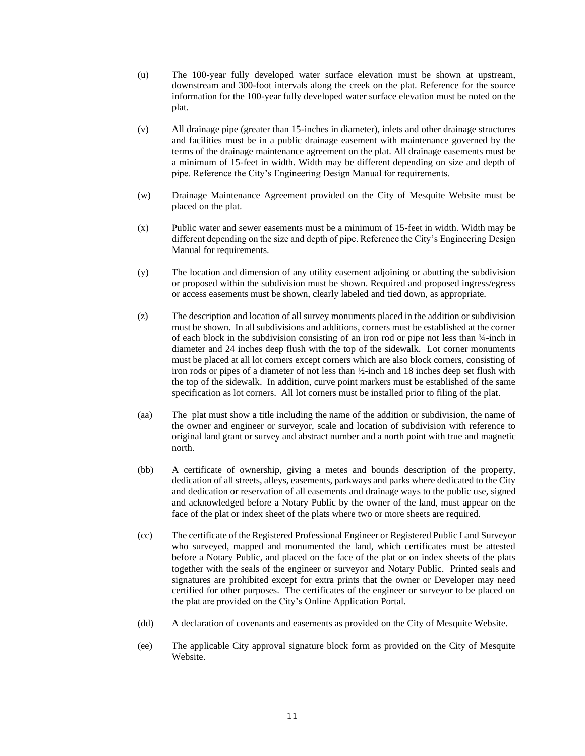(u) The 100-year fully developed water surface elevation must be shown at upstream, downstream and 300-foot intervals along the creek on the plat. Reference for the source information for the 100-year fully developed water surface elevation must be noted on the plat.

(v) All drainage pipe (greater than 15-inches in diameter), inlets and other drainage structures and facilities must be in a public drainage easement with maintenance governed by the terms of the drainage maintenance agreement on the plat. All drainage easements must be a minimum of 15-feet in width. Width may be different depending on size and depth of pipe. Reference the City's Engineering Design Manual for requirements.

(w) Drainage Maintenance Agreement provided on the City of Mesquite Website must be placed on the plat.

(x) Public water and sewer easements must be a minimum of 15-feet in width. Width may be different depending on the size and depth of pipe. Reference the City's Engineering Design Manual for requirements.

(y) The location and dimension of any utility easement adjoining or abutting the subdivision or proposed within the subdivision must be shown. Required and proposed ingress/egress or access easements must be shown, clearly labeled and tied down, as appropriate.

(z) The description and location of all survey monuments placed in the addition or subdivision must be shown. In all subdivisions and additions, corners must be established at the corner of each block in the subdivision consisting of an iron rod or pipe not less than ¾-inch in diameter and 24 inches deep flush with the top of the sidewalk. Lot corner monuments must be placed at all lot corners except corners which are also block corners, consisting of iron rods or pipes of a diameter of not less than ½-inch and 18 inches deep set flush with the top of the sidewalk. In addition, curve point markers must be established of the same specification as lot corners. All lot corners must be installed prior to filing of the plat.

(aa) The plat must show a title including the name of the addition or subdivision, the name of the owner and engineer or surveyor, scale and location of subdivision with reference to original land grant or survey and abstract number and a north point with true and magnetic north.

(bb) A certificate of ownership, giving a metes and bounds description of the property, dedication of all streets, alleys, easements, parkways and parks where dedicated to the City and dedication or reservation of all easements and drainage ways to the public use, signed and acknowledged before a Notary Public by the owner of the land, must appear on the face of the plat or index sheet of the plats where two or more sheets are required.

(cc) The certificate of the Registered Professional Engineer or Registered Public Land Surveyor who surveyed, mapped and monumented the land, which certificates must be attested before a Notary Public, and placed on the face of the plat or on index sheets of the plats together with the seals of the engineer or surveyor and Notary Public. Printed seals and signatures are prohibited except for extra prints that the owner or Developer may need certified for other purposes. The certificates of the engineer or surveyor to be placed on the plat are provided on the City's Online Application Portal.

(dd) A declaration of covenants and easements as provided on the City of Mesquite Website.

(ee) The applicable City approval signature block form as provided on the City of Mesquite Website.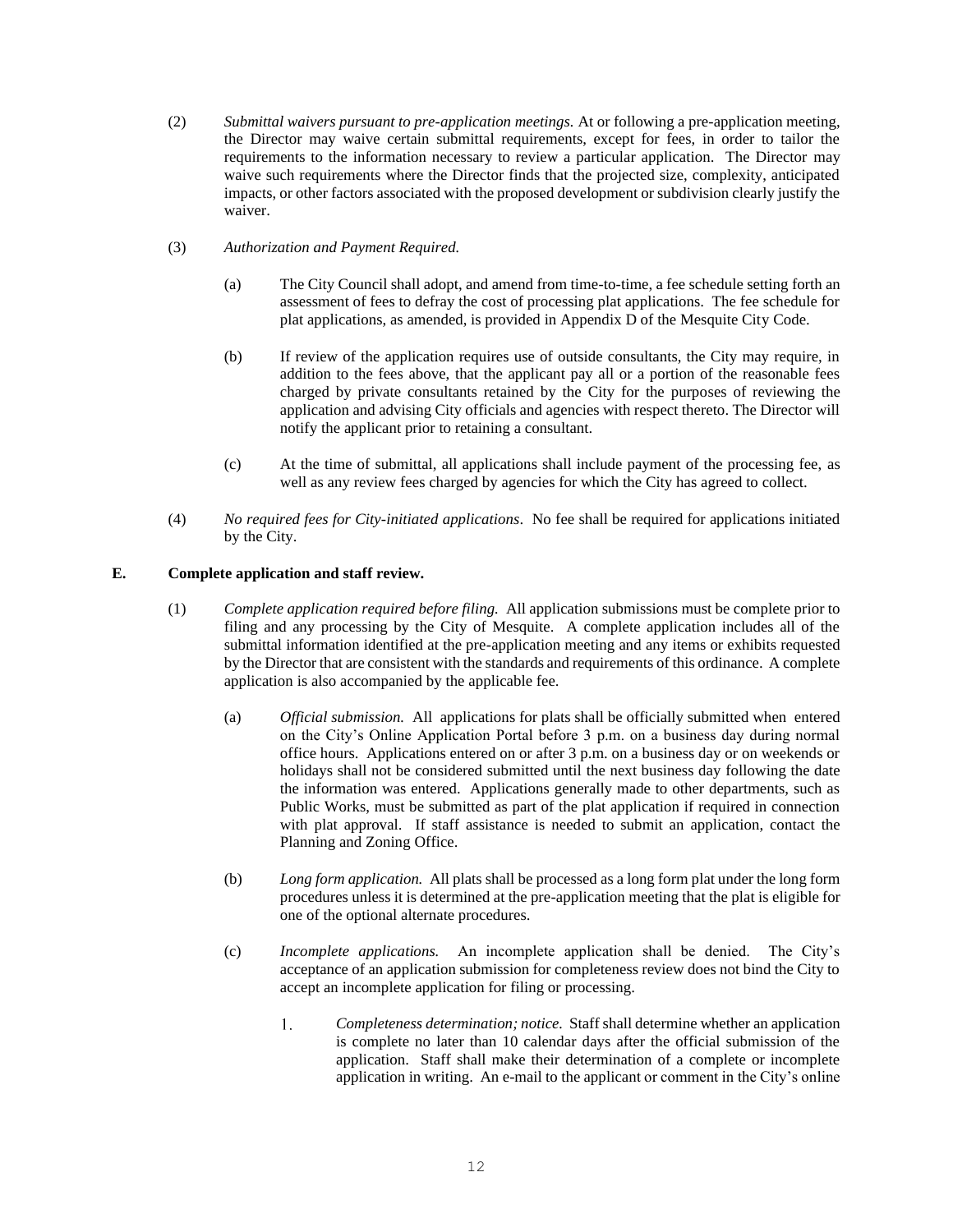(2) *Submittal waivers pursuant to pre-application meetings.* At or following a pre-application meeting, the Director may waive certain submittal requirements, except for fees, in order to tailor the requirements to the information necessary to review a particular application. The Director may waive such requirements where the Director finds that the projected size, complexity, anticipated impacts, or other factors associated with the proposed development or subdivision clearly justify the waiver.

(3) *Authorization and Payment Required.*

(a) The City Council shall adopt, and amend from time-to-time, a fee schedule setting forth an assessment of fees to defray the cost of processing plat applications. The fee schedule for plat applications, as amended, is provided in Appendix D of the Mesquite City Code.

(b) If review of the application requires use of outside consultants, the City may require, in addition to the fees above, that the applicant pay all or a portion of the reasonable fees charged by private consultants retained by the City for the purposes of reviewing the application and advising City officials and agencies with respect thereto. The Director will notify the applicant prior to retaining a consultant.

(c) At the time of submittal, all applications shall include payment of the processing fee, as well as any review fees charged by agencies for which the City has agreed to collect.

(4) *No required fees for City-initiated applications*. No fee shall be required for applications initiated by the City.

**E. Complete application and staff review.**

(1) *Complete application required before filing.* All application submissions must be complete prior to filing and any processing by the City of Mesquite. A complete application includes all of the submittal information identified at the pre-application meeting and any items or exhibits requested by the Director that are consistent with the standards and requirements of this ordinance. A complete application is also accompanied by the applicable fee.

(a) *Official submission.* All applications for plats shall be officially submitted when entered on the City's Online Application Portal before 3 p.m. on a business day during normal office hours. Applications entered on or after 3 p.m. on a business day or on weekends or holidays shall not be considered submitted until the next business day following the date the information was entered. Applications generally made to other departments, such as Public Works, must be submitted as part of the plat application if required in connection with plat approval. If staff assistance is needed to submit an application, contact the Planning and Zoning Office.

(b) *Long form application.* All plats shall be processed as a long form plat under the long form procedures unless it is determined at the pre-application meeting that the plat is eligible for one of the optional alternate procedures.

(c) *Incomplete applications.* An incomplete application shall be denied. The City's acceptance of an application submission for completeness review does not bind the City to accept an incomplete application for filing or processing.

1. *Completeness determination; notice.* Staff shall determine whether an application is complete no later than 10 calendar days after the official submission of the application. Staff shall make their determination of a complete or incomplete application in writing. An e-mail to the applicant or comment in the City's online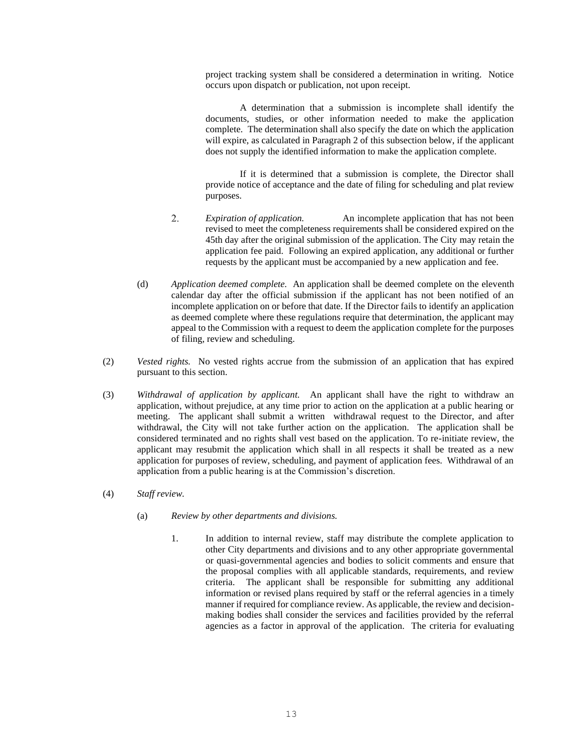project tracking system shall be considered a determination in writing. Notice occurs upon dispatch or publication, not upon receipt.

A determination that a submission is incomplete shall identify the documents, studies, or other information needed to make the application complete. The determination shall also specify the date on which the application will expire, as calculated in Paragraph 2 of this subsection below, if the applicant does not supply the identified information to make the application complete.

If it is determined that a submission is complete, the Director shall provide notice of acceptance and the date of filing for scheduling and plat review purposes.

2. *Expiration of application.* An incomplete application that has not been revised to meet the completeness requirements shall be considered expired on the 45th day after the original submission of the application. The City may retain the application fee paid. Following an expired application, any additional or further requests by the applicant must be accompanied by a new application and fee.

(d) *Application deemed complete.* An application shall be deemed complete on the eleventh calendar day after the official submission if the applicant has not been notified of an incomplete application on or before that date. If the Director fails to identify an application as deemed complete where these regulations require that determination, the applicant may appeal to the Commission with a request to deem the application complete for the purposes of filing, review and scheduling.

(2) *Vested rights.* No vested rights accrue from the submission of an application that has expired pursuant to this section.

(3) *Withdrawal of application by applicant.* An applicant shall have the right to withdraw an application, without prejudice, at any time prior to action on the application at a public hearing or meeting. The applicant shall submit a written withdrawal request to the Director, and after withdrawal, the City will not take further action on the application. The application shall be considered terminated and no rights shall vest based on the application. To re-initiate review, the applicant may resubmit the application which shall in all respects it shall be treated as a new application for purposes of review, scheduling, and payment of application fees. Withdrawal of an application from a public hearing is at the Commission's discretion.

(4) *Staff review.*

(a) *Review by other departments and divisions.*

1. In addition to internal review, staff may distribute the complete application to other City departments and divisions and to any other appropriate governmental or quasi-governmental agencies and bodies to solicit comments and ensure that the proposal complies with all applicable standards, requirements, and review criteria. The applicant shall be responsible for submitting any additional information or revised plans required by staff or the referral agencies in a timely manner if required for compliance review. As applicable, the review and decision-making bodies shall consider the services and facilities provided by the referral agencies as a factor in approval of the application. The criteria for evaluating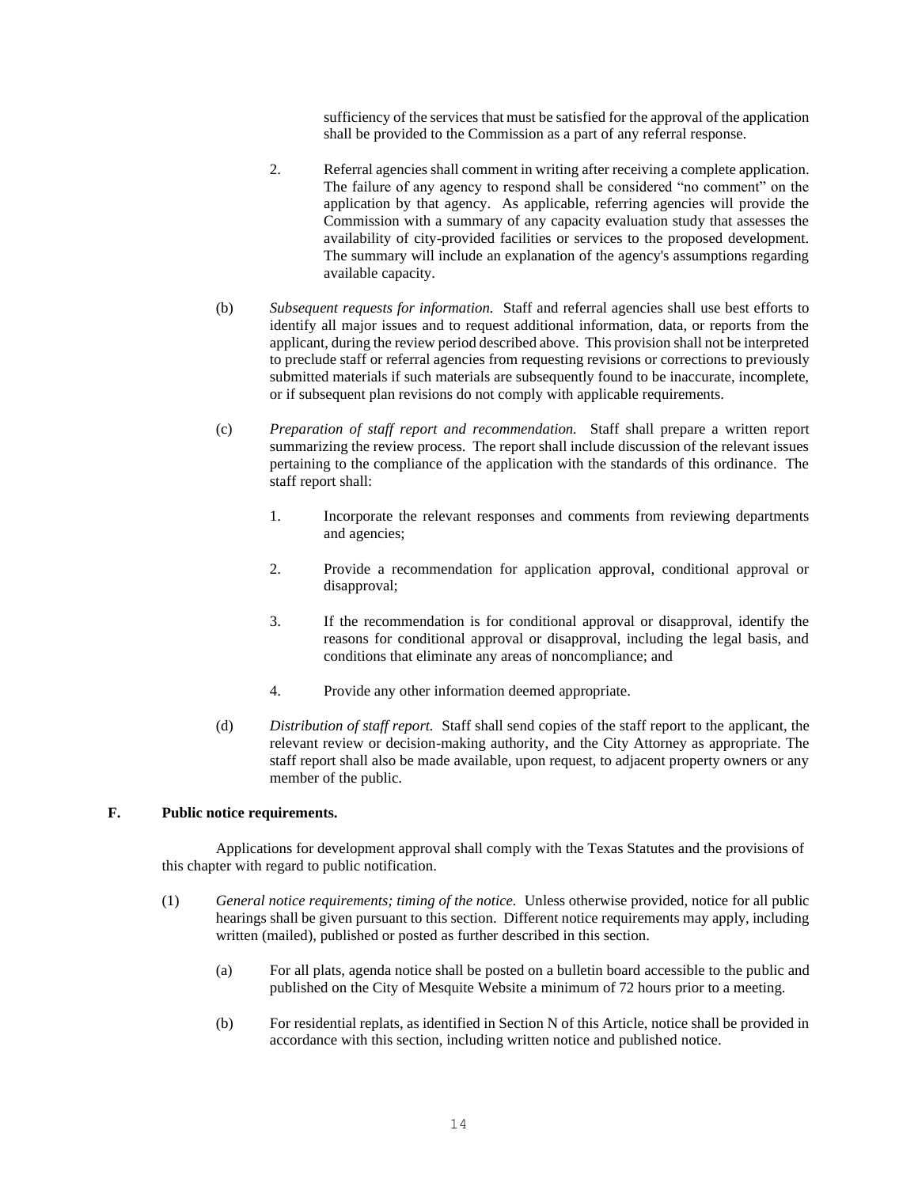sufficiency of the services that must be satisfied for the approval of the application shall be provided to the Commission as a part of any referral response.

2. Referral agencies shall comment in writing after receiving a complete application. The failure of any agency to respond shall be considered "no comment" on the application by that agency. As applicable, referring agencies will provide the Commission with a summary of any capacity evaluation study that assesses the availability of city-provided facilities or services to the proposed development. The summary will include an explanation of the agency's assumptions regarding available capacity.

(b) *Subsequent requests for information.* Staff and referral agencies shall use best efforts to identify all major issues and to request additional information, data, or reports from the applicant, during the review period described above. This provision shall not be interpreted to preclude staff or referral agencies from requesting revisions or corrections to previously submitted materials if such materials are subsequently found to be inaccurate, incomplete, or if subsequent plan revisions do not comply with applicable requirements.

(c) *Preparation of staff report and recommendation.* Staff shall prepare a written report summarizing the review process. The report shall include discussion of the relevant issues pertaining to the compliance of the application with the standards of this ordinance. The staff report shall:

1. Incorporate the relevant responses and comments from reviewing departments and agencies;

2. Provide a recommendation for application approval, conditional approval or disapproval;

3. If the recommendation is for conditional approval or disapproval, identify the reasons for conditional approval or disapproval, including the legal basis, and conditions that eliminate any areas of noncompliance; and

4. Provide any other information deemed appropriate.

(d) *Distribution of staff report.* Staff shall send copies of the staff report to the applicant, the relevant review or decision-making authority, and the City Attorney as appropriate. The staff report shall also be made available, upon request, to adjacent property owners or any member of the public.

**F. Public notice requirements.**

Applications for development approval shall comply with the Texas Statutes and the provisions of this chapter with regard to public notification.

(1) *General notice requirements; timing of the notice.* Unless otherwise provided, notice for all public hearings shall be given pursuant to this section. Different notice requirements may apply, including written (mailed), published or posted as further described in this section.

(a) For all plats, agenda notice shall be posted on a bulletin board accessible to the public and published on the City of Mesquite Website a minimum of 72 hours prior to a meeting.

(b) For residential replats, as identified in Section N of this Article, notice shall be provided in accordance with this section, including written notice and published notice.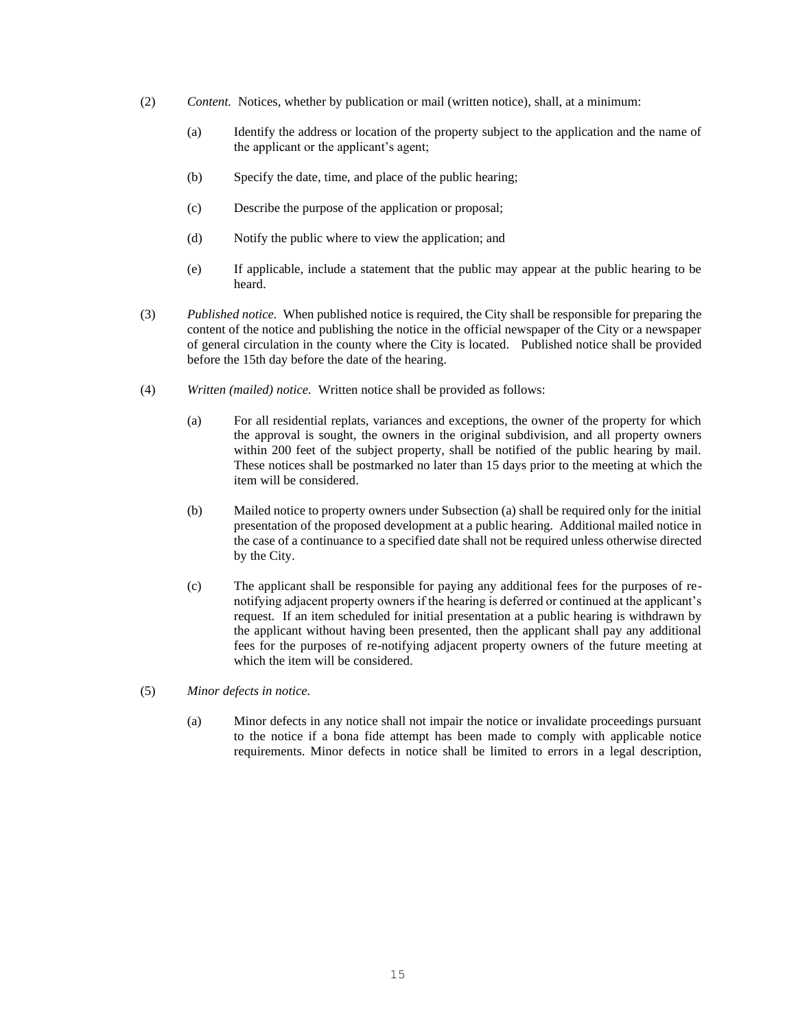(2) *Content.* Notices, whether by publication or mail (written notice), shall, at a minimum:

(a) Identify the address or location of the property subject to the application and the name of the applicant or the applicant's agent;

(b) Specify the date, time, and place of the public hearing;

(c) Describe the purpose of the application or proposal;

(d) Notify the public where to view the application; and

(e) If applicable, include a statement that the public may appear at the public hearing to be heard.

(3) *Published notice.* When published notice is required, the City shall be responsible for preparing the content of the notice and publishing the notice in the official newspaper of the City or a newspaper of general circulation in the county where the City is located. Published notice shall be provided before the 15th day before the date of the hearing.

(4) *Written (mailed) notice.* Written notice shall be provided as follows:

(a) For all residential replats, variances and exceptions, the owner of the property for which the approval is sought, the owners in the original subdivision, and all property owners within 200 feet of the subject property, shall be notified of the public hearing by mail. These notices shall be postmarked no later than 15 days prior to the meeting at which the item will be considered.

(b) Mailed notice to property owners under Subsection (a) shall be required only for the initial presentation of the proposed development at a public hearing. Additional mailed notice in the case of a continuance to a specified date shall not be required unless otherwise directed by the City.

(c) The applicant shall be responsible for paying any additional fees for the purposes of re-notifying adjacent property owners if the hearing is deferred or continued at the applicant's request. If an item scheduled for initial presentation at a public hearing is withdrawn by the applicant without having been presented, then the applicant shall pay any additional fees for the purposes of re-notifying adjacent property owners of the future meeting at which the item will be considered.

(5) *Minor defects in notice.*

(a) Minor defects in any notice shall not impair the notice or invalidate proceedings pursuant to the notice if a bona fide attempt has been made to comply with applicable notice requirements. Minor defects in notice shall be limited to errors in a legal description,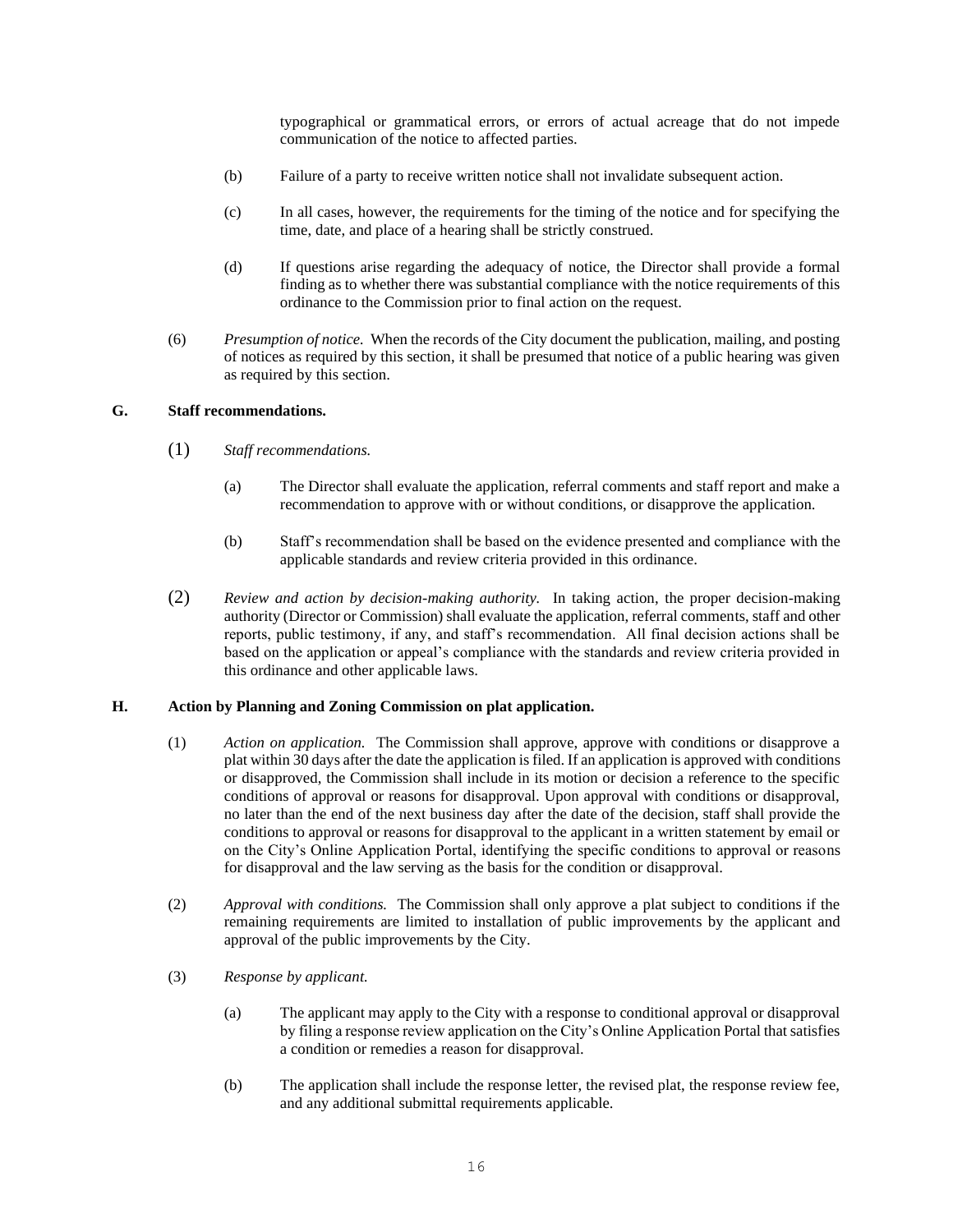typographical or grammatical errors, or errors of actual acreage that do not impede communication of the notice to affected parties.

(b) Failure of a party to receive written notice shall not invalidate subsequent action.

(c) In all cases, however, the requirements for the timing of the notice and for specifying the time, date, and place of a hearing shall be strictly construed.

(d) If questions arise regarding the adequacy of notice, the Director shall provide a formal finding as to whether there was substantial compliance with the notice requirements of this ordinance to the Commission prior to final action on the request.

(6) *Presumption of notice.* When the records of the City document the publication, mailing, and posting of notices as required by this section, it shall be presumed that notice of a public hearing was given as required by this section.

**G. Staff recommendations.**

(1) *Staff recommendations.*

(a) The Director shall evaluate the application, referral comments and staff report and make a recommendation to approve with or without conditions, or disapprove the application.

(b) Staff's recommendation shall be based on the evidence presented and compliance with the applicable standards and review criteria provided in this ordinance.

(2) *Review and action by decision-making authority.* In taking action, the proper decision-making authority (Director or Commission) shall evaluate the application, referral comments, staff and other reports, public testimony, if any, and staff's recommendation. All final decision actions shall be based on the application or appeal's compliance with the standards and review criteria provided in this ordinance and other applicable laws.

**H. Action by Planning and Zoning Commission on plat application.**

(1) *Action on application.* The Commission shall approve, approve with conditions or disapprove a plat within 30 days after the date the application is filed. If an application is approved with conditions or disapproved, the Commission shall include in its motion or decision a reference to the specific conditions of approval or reasons for disapproval. Upon approval with conditions or disapproval, no later than the end of the next business day after the date of the decision, staff shall provide the conditions to approval or reasons for disapproval to the applicant in a written statement by email or on the City's Online Application Portal, identifying the specific conditions to approval or reasons for disapproval and the law serving as the basis for the condition or disapproval.

(2) *Approval with conditions.* The Commission shall only approve a plat subject to conditions if the remaining requirements are limited to installation of public improvements by the applicant and approval of the public improvements by the City.

(3) *Response by applicant.*

(a) The applicant may apply to the City with a response to conditional approval or disapproval by filing a response review application on the City's Online Application Portal that satisfies a condition or remedies a reason for disapproval.

(b) The application shall include the response letter, the revised plat, the response review fee, and any additional submittal requirements applicable.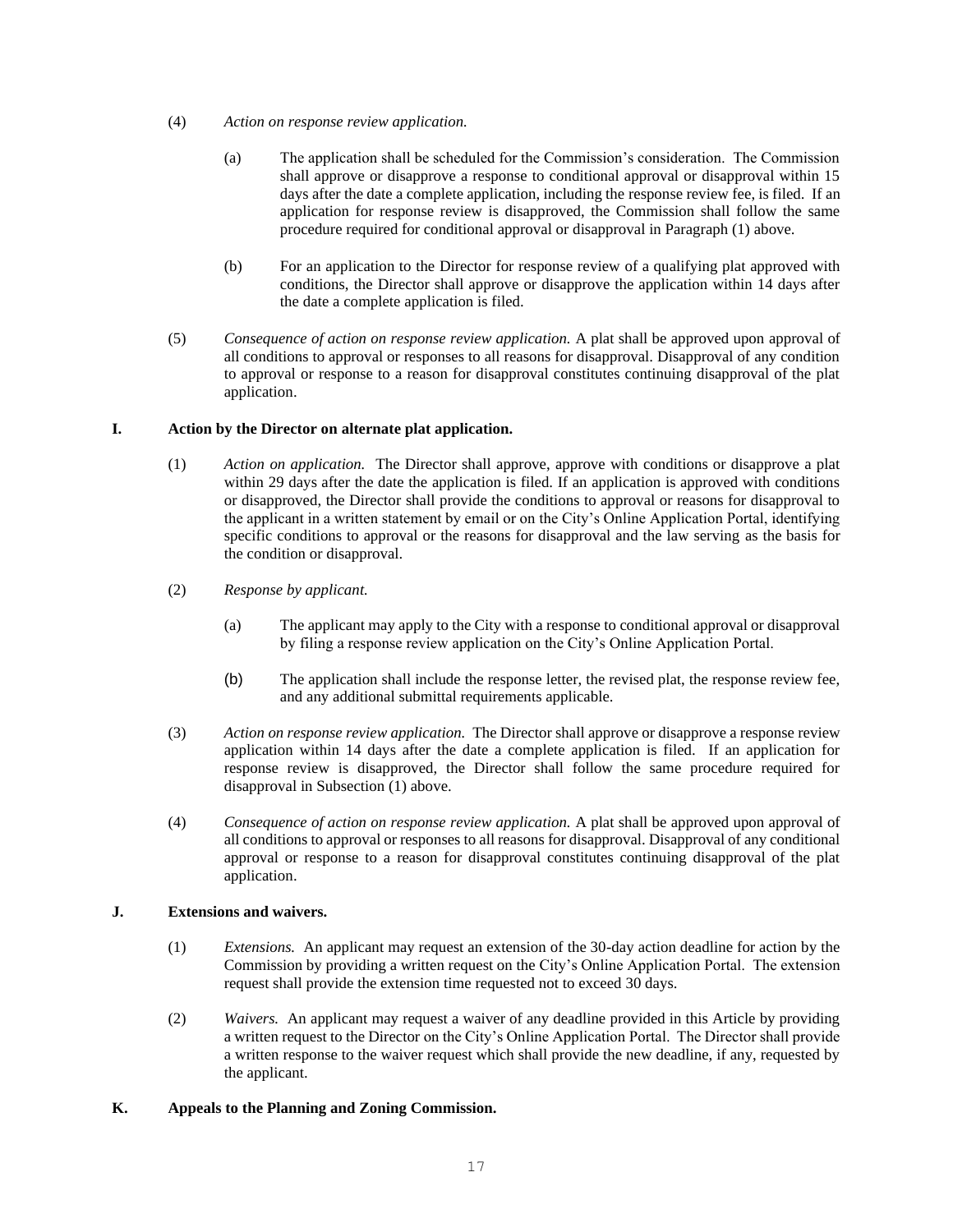(4) *Action on response review application.*

(a) The application shall be scheduled for the Commission's consideration. The Commission shall approve or disapprove a response to conditional approval or disapproval within 15 days after the date a complete application, including the response review fee, is filed. If an application for response review is disapproved, the Commission shall follow the same procedure required for conditional approval or disapproval in Paragraph (1) above.

(b) For an application to the Director for response review of a qualifying plat approved with conditions, the Director shall approve or disapprove the application within 14 days after the date a complete application is filed.

(5) *Consequence of action on response review application.* A plat shall be approved upon approval of all conditions to approval or responses to all reasons for disapproval. Disapproval of any condition to approval or response to a reason for disapproval constitutes continuing disapproval of the plat application.

**I. Action by the Director on alternate plat application.**

(1) *Action on application.* The Director shall approve, approve with conditions or disapprove a plat within 29 days after the date the application is filed. If an application is approved with conditions or disapproved, the Director shall provide the conditions to approval or reasons for disapproval to the applicant in a written statement by email or on the City's Online Application Portal, identifying specific conditions to approval or the reasons for disapproval and the law serving as the basis for the condition or disapproval.

(2) *Response by applicant.*

(a) The applicant may apply to the City with a response to conditional approval or disapproval by filing a response review application on the City's Online Application Portal.

(b) The application shall include the response letter, the revised plat, the response review fee, and any additional submittal requirements applicable.

(3) *Action on response review application.* The Director shall approve or disapprove a response review application within 14 days after the date a complete application is filed. If an application for response review is disapproved, the Director shall follow the same procedure required for disapproval in Subsection (1) above.

(4) *Consequence of action on response review application.* A plat shall be approved upon approval of all conditions to approval or responses to all reasons for disapproval. Disapproval of any conditional approval or response to a reason for disapproval constitutes continuing disapproval of the plat application.

**J. Extensions and waivers.**

(1) *Extensions.* An applicant may request an extension of the 30-day action deadline for action by the Commission by providing a written request on the City's Online Application Portal. The extension request shall provide the extension time requested not to exceed 30 days.

(2) *Waivers.* An applicant may request a waiver of any deadline provided in this Article by providing a written request to the Director on the City's Online Application Portal. The Director shall provide a written response to the waiver request which shall provide the new deadline, if any, requested by the applicant.

**K. Appeals to the Planning and Zoning Commission.**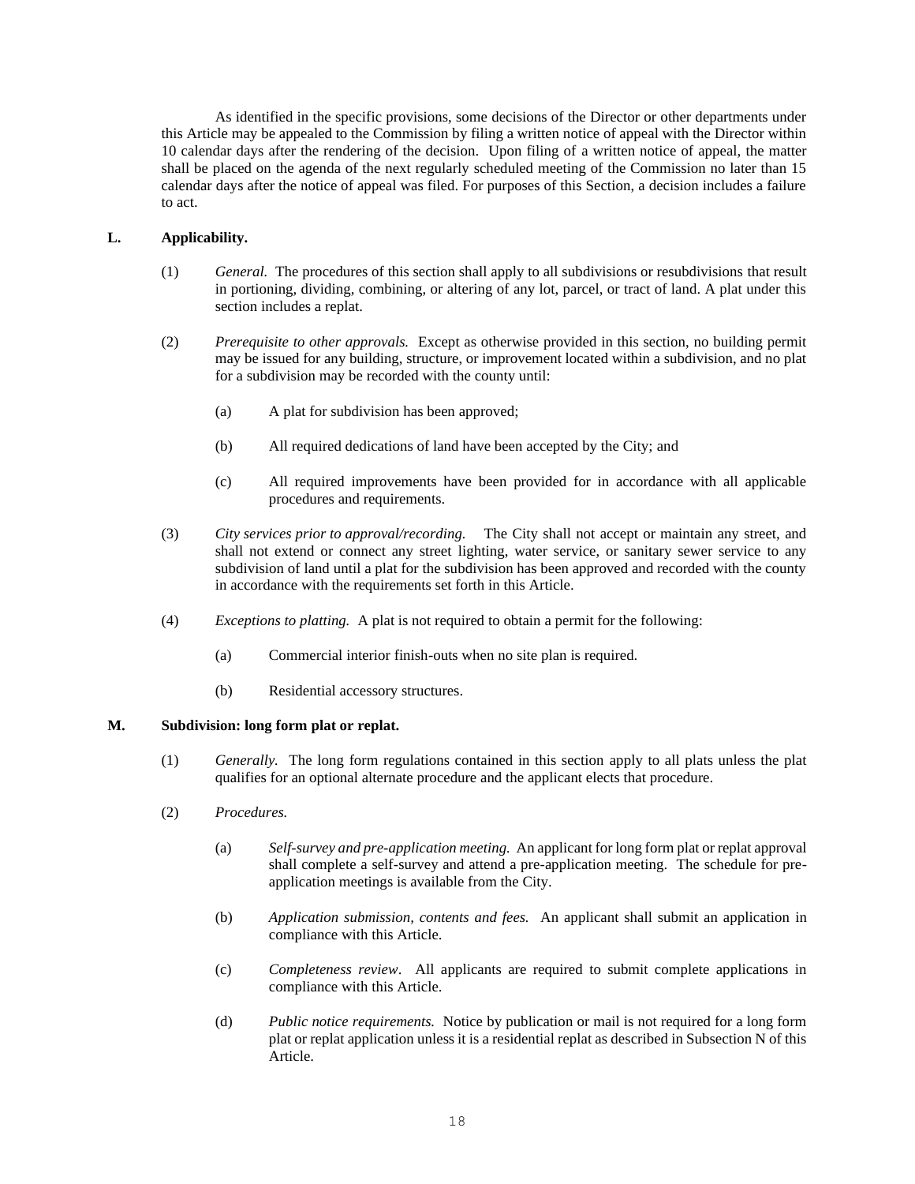As identified in the specific provisions, some decisions of the Director or other departments under this Article may be appealed to the Commission by filing a written notice of appeal with the Director within 10 calendar days after the rendering of the decision. Upon filing of a written notice of appeal, the matter shall be placed on the agenda of the next regularly scheduled meeting of the Commission no later than 15 calendar days after the notice of appeal was filed. For purposes of this Section, a decision includes a failure to act.

**L. Applicability.**

(1) *General.* The procedures of this section shall apply to all subdivisions or resubdivisions that result in portioning, dividing, combining, or altering of any lot, parcel, or tract of land. A plat under this section includes a replat.

(2) *Prerequisite to other approvals.* Except as otherwise provided in this section, no building permit may be issued for any building, structure, or improvement located within a subdivision, and no plat for a subdivision may be recorded with the county until:

(a) A plat for subdivision has been approved;

(b) All required dedications of land have been accepted by the City; and

(c) All required improvements have been provided for in accordance with all applicable procedures and requirements.

(3) *City services prior to approval/recording.* The City shall not accept or maintain any street, and shall not extend or connect any street lighting, water service, or sanitary sewer service to any subdivision of land until a plat for the subdivision has been approved and recorded with the county in accordance with the requirements set forth in this Article.

(4) *Exceptions to platting.* A plat is not required to obtain a permit for the following:

(a) Commercial interior finish-outs when no site plan is required.

(b) Residential accessory structures.

**M. Subdivision: long form plat or replat.**

(1) *Generally.* The long form regulations contained in this section apply to all plats unless the plat qualifies for an optional alternate procedure and the applicant elects that procedure.

(2) *Procedures.*

(a) *Self-survey and pre-application meeting.* An applicant for long form plat or replat approval shall complete a self-survey and attend a pre-application meeting. The schedule for pre-application meetings is available from the City.

(b) *Application submission, contents and fees.* An applicant shall submit an application in compliance with this Article.

(c) *Completeness review*. All applicants are required to submit complete applications in compliance with this Article.

(d) *Public notice requirements.* Notice by publication or mail is not required for a long form plat or replat application unless it is a residential replat as described in Subsection N of this Article.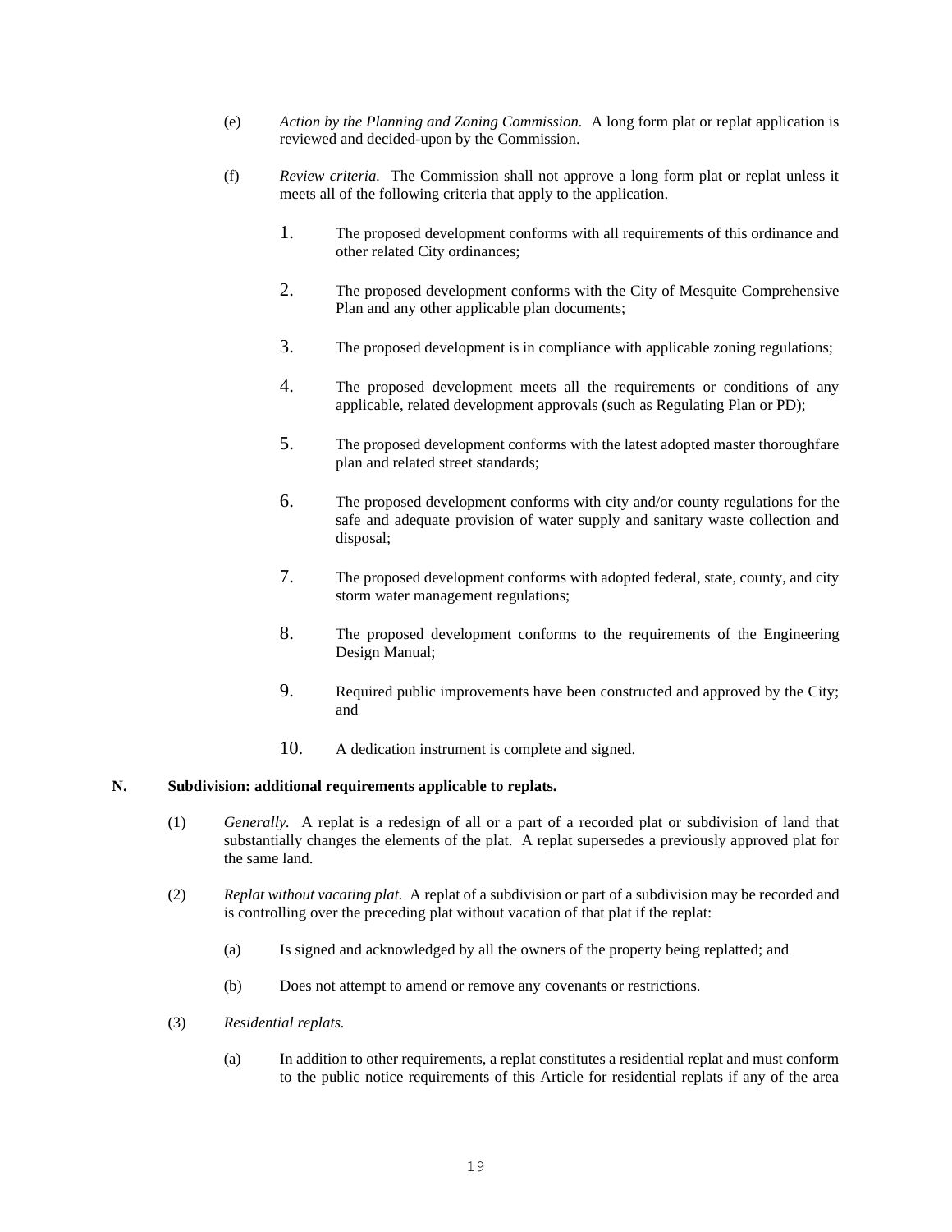(e) *Action by the Planning and Zoning Commission.* A long form plat or replat application is reviewed and decided-upon by the Commission.

(f) *Review criteria.* The Commission shall not approve a long form plat or replat unless it meets all of the following criteria that apply to the application.

1. The proposed development conforms with all requirements of this ordinance and other related City ordinances;

2. The proposed development conforms with the City of Mesquite Comprehensive Plan and any other applicable plan documents;

3. The proposed development is in compliance with applicable zoning regulations;

4. The proposed development meets all the requirements or conditions of any applicable, related development approvals (such as Regulating Plan or PD);

5. The proposed development conforms with the latest adopted master thoroughfare plan and related street standards;

6. The proposed development conforms with city and/or county regulations for the safe and adequate provision of water supply and sanitary waste collection and disposal;

7. The proposed development conforms with adopted federal, state, county, and city storm water management regulations;

8. The proposed development conforms to the requirements of the Engineering Design Manual;

9. Required public improvements have been constructed and approved by the City; and

10. A dedication instrument is complete and signed.

**N. Subdivision: additional requirements applicable to replats.**

(1) *Generally.* A replat is a redesign of all or a part of a recorded plat or subdivision of land that substantially changes the elements of the plat. A replat supersedes a previously approved plat for the same land.

(2) *Replat without vacating plat.* A replat of a subdivision or part of a subdivision may be recorded and is controlling over the preceding plat without vacation of that plat if the replat:

(a) Is signed and acknowledged by all the owners of the property being replatted; and

(b) Does not attempt to amend or remove any covenants or restrictions.

(3) *Residential replats.*

(a) In addition to other requirements, a replat constitutes a residential replat and must conform to the public notice requirements of this Article for residential replats if any of the area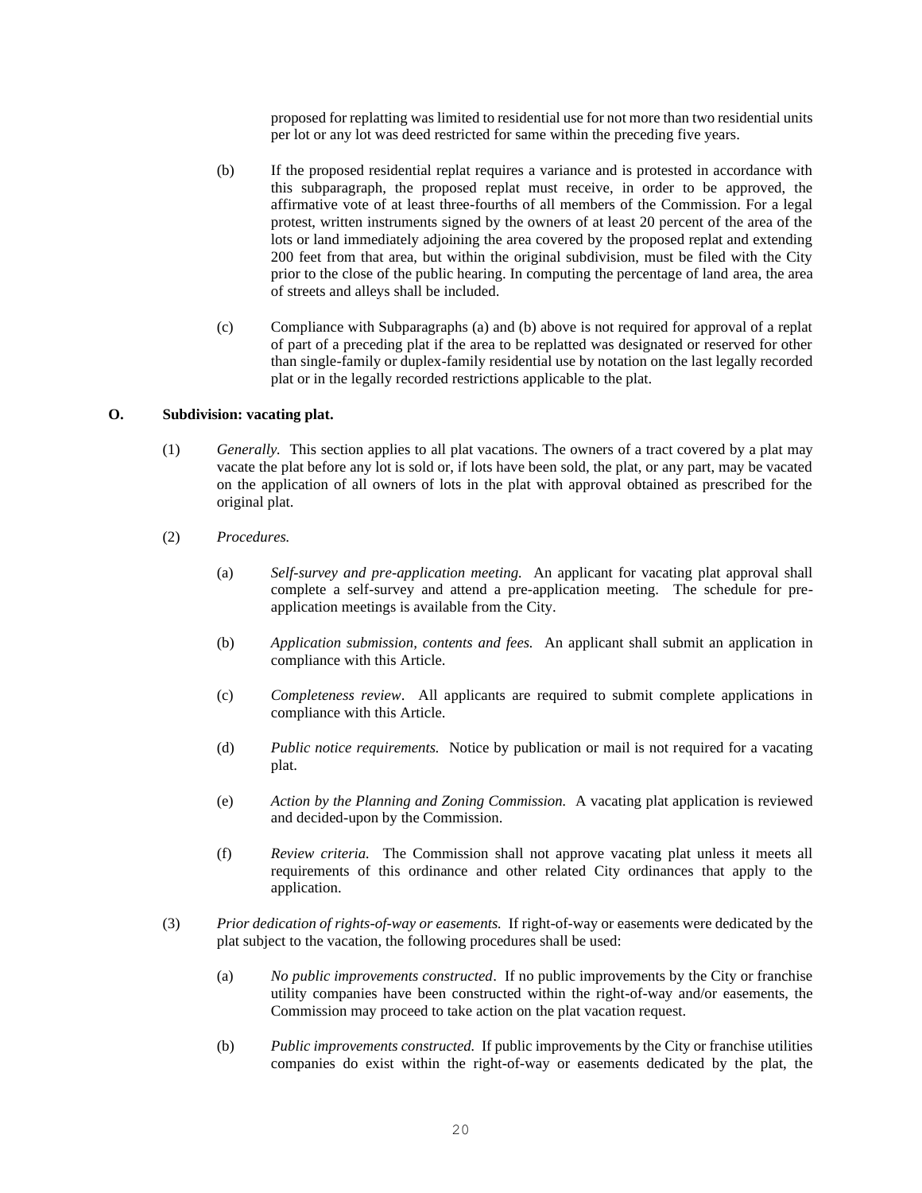proposed for replatting was limited to residential use for not more than two residential units per lot or any lot was deed restricted for same within the preceding five years.

(b) If the proposed residential replat requires a variance and is protested in accordance with this subparagraph, the proposed replat must receive, in order to be approved, the affirmative vote of at least three-fourths of all members of the Commission. For a legal protest, written instruments signed by the owners of at least 20 percent of the area of the lots or land immediately adjoining the area covered by the proposed replat and extending 200 feet from that area, but within the original subdivision, must be filed with the City prior to the close of the public hearing. In computing the percentage of land area, the area of streets and alleys shall be included.

(c) Compliance with Subparagraphs (a) and (b) above is not required for approval of a replat of part of a preceding plat if the area to be replatted was designated or reserved for other than single-family or duplex-family residential use by notation on the last legally recorded plat or in the legally recorded restrictions applicable to the plat.

**O. Subdivision: vacating plat.**

(1) *Generally.* This section applies to all plat vacations. The owners of a tract covered by a plat may vacate the plat before any lot is sold or, if lots have been sold, the plat, or any part, may be vacated on the application of all owners of lots in the plat with approval obtained as prescribed for the original plat.

(2) *Procedures.*

(a) *Self-survey and pre-application meeting.* An applicant for vacating plat approval shall complete a self-survey and attend a pre-application meeting. The schedule for pre-application meetings is available from the City.

(b) *Application submission, contents and fees.* An applicant shall submit an application in compliance with this Article.

(c) *Completeness review*. All applicants are required to submit complete applications in compliance with this Article.

(d) *Public notice requirements.* Notice by publication or mail is not required for a vacating plat.

(e) *Action by the Planning and Zoning Commission.* A vacating plat application is reviewed and decided-upon by the Commission.

(f) *Review criteria.* The Commission shall not approve vacating plat unless it meets all requirements of this ordinance and other related City ordinances that apply to the application.

(3) *Prior dedication of rights-of-way or easements.* If right-of-way or easements were dedicated by the plat subject to the vacation, the following procedures shall be used:

(a) *No public improvements constructed*. If no public improvements by the City or franchise utility companies have been constructed within the right-of-way and/or easements, the Commission may proceed to take action on the plat vacation request.

(b) *Public improvements constructed.* If public improvements by the City or franchise utilities companies do exist within the right-of-way or easements dedicated by the plat, the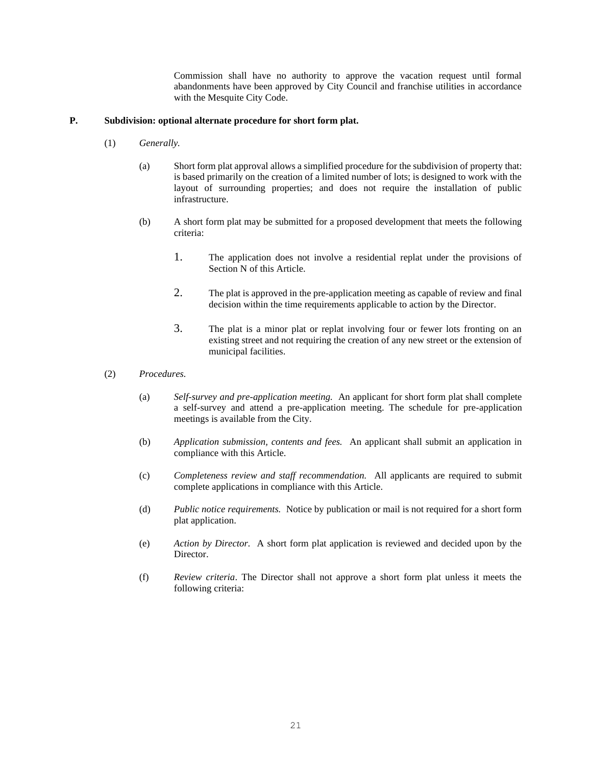Commission shall have no authority to approve the vacation request until formal abandonments have been approved by City Council and franchise utilities in accordance with the Mesquite City Code.

**P. Subdivision: optional alternate procedure for short form plat.**

(1) *Generally.*

(a) Short form plat approval allows a simplified procedure for the subdivision of property that: is based primarily on the creation of a limited number of lots; is designed to work with the layout of surrounding properties; and does not require the installation of public infrastructure.

(b) A short form plat may be submitted for a proposed development that meets the following criteria:

1. The application does not involve a residential replat under the provisions of Section N of this Article.

2. The plat is approved in the pre-application meeting as capable of review and final decision within the time requirements applicable to action by the Director.

3. The plat is a minor plat or replat involving four or fewer lots fronting on an existing street and not requiring the creation of any new street or the extension of municipal facilities.

(2) *Procedures.*

(a) *Self-survey and pre-application meeting.* An applicant for short form plat shall complete a self-survey and attend a pre-application meeting. The schedule for pre-application meetings is available from the City.

(b) *Application submission, contents and fees.* An applicant shall submit an application in compliance with this Article.

(c) *Completeness review and staff recommendation.* All applicants are required to submit complete applications in compliance with this Article.

(d) *Public notice requirements.* Notice by publication or mail is not required for a short form plat application.

(e) *Action by Director.* A short form plat application is reviewed and decided upon by the Director.

(f) *Review criteria*. The Director shall not approve a short form plat unless it meets the following criteria: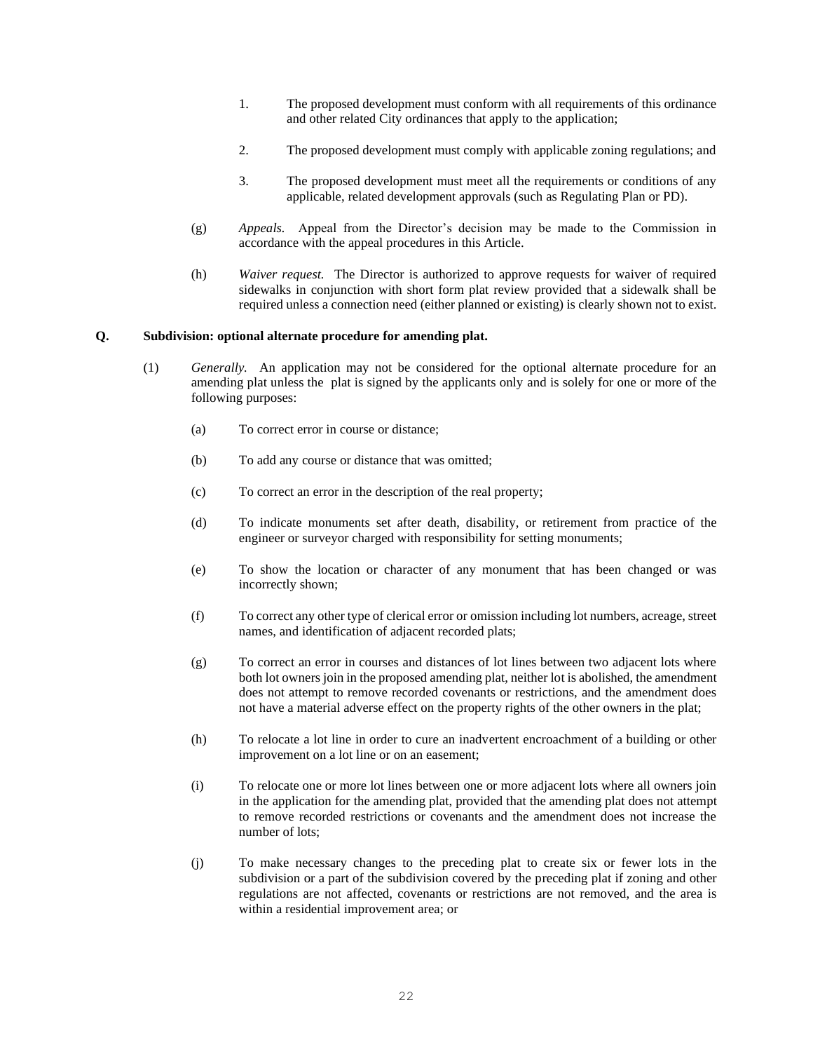1. The proposed development must conform with all requirements of this ordinance and other related City ordinances that apply to the application;

2. The proposed development must comply with applicable zoning regulations; and

3. The proposed development must meet all the requirements or conditions of any applicable, related development approvals (such as Regulating Plan or PD).

(g) *Appeals.* Appeal from the Director's decision may be made to the Commission in accordance with the appeal procedures in this Article.

(h) *Waiver request.* The Director is authorized to approve requests for waiver of required sidewalks in conjunction with short form plat review provided that a sidewalk shall be required unless a connection need (either planned or existing) is clearly shown not to exist.

**Q. Subdivision: optional alternate procedure for amending plat.**

(1) *Generally.* An application may not be considered for the optional alternate procedure for an amending plat unless the plat is signed by the applicants only and is solely for one or more of the following purposes:

(a) To correct error in course or distance;

(b) To add any course or distance that was omitted;

(c) To correct an error in the description of the real property;

(d) To indicate monuments set after death, disability, or retirement from practice of the engineer or surveyor charged with responsibility for setting monuments;

(e) To show the location or character of any monument that has been changed or was incorrectly shown;

(f) To correct any other type of clerical error or omission including lot numbers, acreage, street names, and identification of adjacent recorded plats;

(g) To correct an error in courses and distances of lot lines between two adjacent lots where both lot owners join in the proposed amending plat, neither lot is abolished, the amendment does not attempt to remove recorded covenants or restrictions, and the amendment does not have a material adverse effect on the property rights of the other owners in the plat;

(h) To relocate a lot line in order to cure an inadvertent encroachment of a building or other improvement on a lot line or on an easement;

(i) To relocate one or more lot lines between one or more adjacent lots where all owners join in the application for the amending plat, provided that the amending plat does not attempt to remove recorded restrictions or covenants and the amendment does not increase the number of lots;

(j) To make necessary changes to the preceding plat to create six or fewer lots in the subdivision or a part of the subdivision covered by the preceding plat if zoning and other regulations are not affected, covenants or restrictions are not removed, and the area is within a residential improvement area; or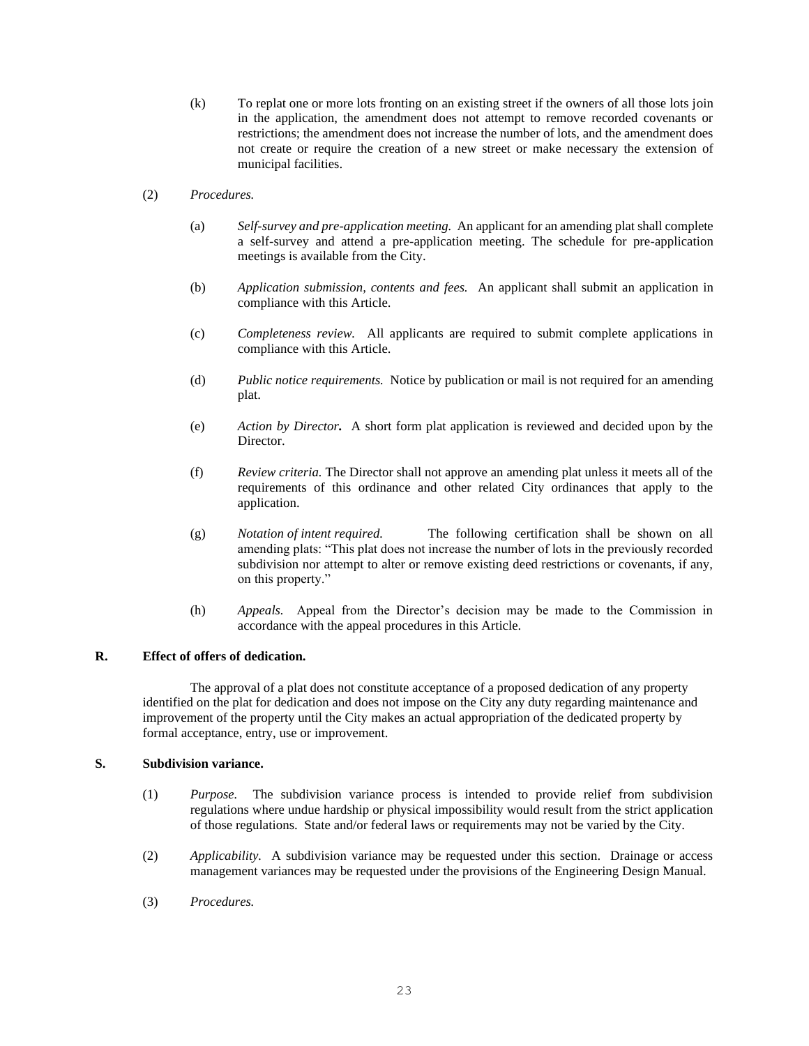(k) To replat one or more lots fronting on an existing street if the owners of all those lots join in the application, the amendment does not attempt to remove recorded covenants or restrictions; the amendment does not increase the number of lots, and the amendment does not create or require the creation of a new street or make necessary the extension of municipal facilities.

(2) *Procedures.*

(a) *Self-survey and pre-application meeting.* An applicant for an amending plat shall complete a self-survey and attend a pre-application meeting. The schedule for pre-application meetings is available from the City.

(b) *Application submission, contents and fees.* An applicant shall submit an application in compliance with this Article.

(c) *Completeness review.* All applicants are required to submit complete applications in compliance with this Article.

(d) *Public notice requirements.* Notice by publication or mail is not required for an amending plat.

(e) *Action by Director.* A short form plat application is reviewed and decided upon by the Director.

(f) *Review criteria.* The Director shall not approve an amending plat unless it meets all of the requirements of this ordinance and other related City ordinances that apply to the application.

(g) *Notation of intent required.* The following certification shall be shown on all amending plats: "This plat does not increase the number of lots in the previously recorded subdivision nor attempt to alter or remove existing deed restrictions or covenants, if any, on this property."

(h) *Appeals.* Appeal from the Director's decision may be made to the Commission in accordance with the appeal procedures in this Article.

**R. Effect of offers of dedication.**

The approval of a plat does not constitute acceptance of a proposed dedication of any property identified on the plat for dedication and does not impose on the City any duty regarding maintenance and improvement of the property until the City makes an actual appropriation of the dedicated property by formal acceptance, entry, use or improvement.

**S. Subdivision variance.**

(1) *Purpose.* The subdivision variance process is intended to provide relief from subdivision regulations where undue hardship or physical impossibility would result from the strict application of those regulations. State and/or federal laws or requirements may not be varied by the City.

(2) *Applicability.* A subdivision variance may be requested under this section. Drainage or access management variances may be requested under the provisions of the Engineering Design Manual.

(3) *Procedures.*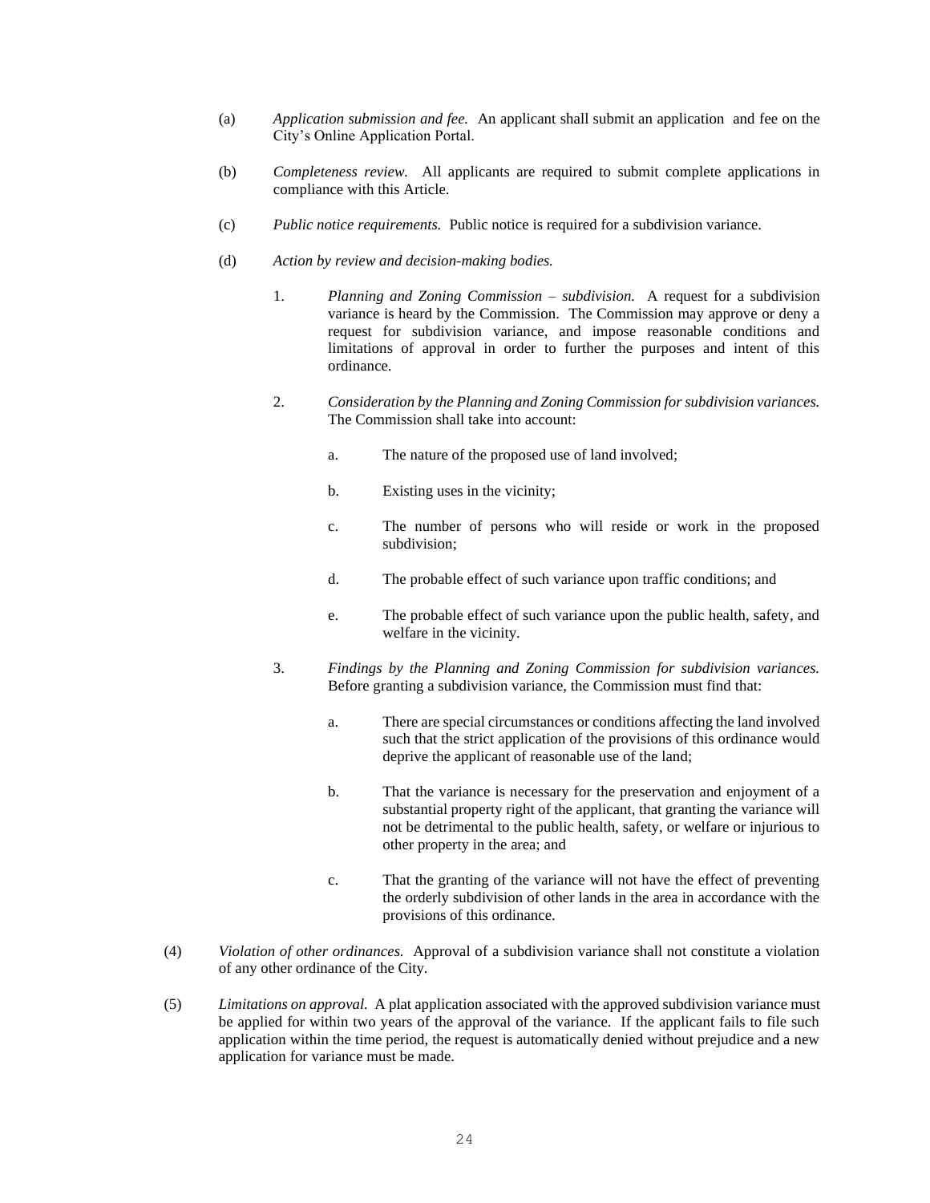(a) *Application submission and fee.* An applicant shall submit an application and fee on the City's Online Application Portal.

(b) *Completeness review.* All applicants are required to submit complete applications in compliance with this Article.

(c) *Public notice requirements.* Public notice is required for a subdivision variance.

(d) *Action by review and decision-making bodies.*

1. *Planning and Zoning Commission – subdivision.* A request for a subdivision variance is heard by the Commission. The Commission may approve or deny a request for subdivision variance, and impose reasonable conditions and limitations of approval in order to further the purposes and intent of this ordinance.

2. *Consideration by the Planning and Zoning Commission for subdivision variances.* The Commission shall take into account:

   a. The nature of the proposed use of land involved;

   b. Existing uses in the vicinity;

   c. The number of persons who will reside or work in the proposed subdivision;

   d. The probable effect of such variance upon traffic conditions; and

   e. The probable effect of such variance upon the public health, safety, and welfare in the vicinity.

3. *Findings by the Planning and Zoning Commission for subdivision variances.* Before granting a subdivision variance, the Commission must find that:

   a. There are special circumstances or conditions affecting the land involved such that the strict application of the provisions of this ordinance would deprive the applicant of reasonable use of the land;

   b. That the variance is necessary for the preservation and enjoyment of a substantial property right of the applicant, that granting the variance will not be detrimental to the public health, safety, or welfare or injurious to other property in the area; and

   c. That the granting of the variance will not have the effect of preventing the orderly subdivision of other lands in the area in accordance with the provisions of this ordinance.

(4) *Violation of other ordinances.* Approval of a subdivision variance shall not constitute a violation of any other ordinance of the City.

(5) *Limitations on approval.* A plat application associated with the approved subdivision variance must be applied for within two years of the approval of the variance. If the applicant fails to file such application within the time period, the request is automatically denied without prejudice and a new application for variance must be made.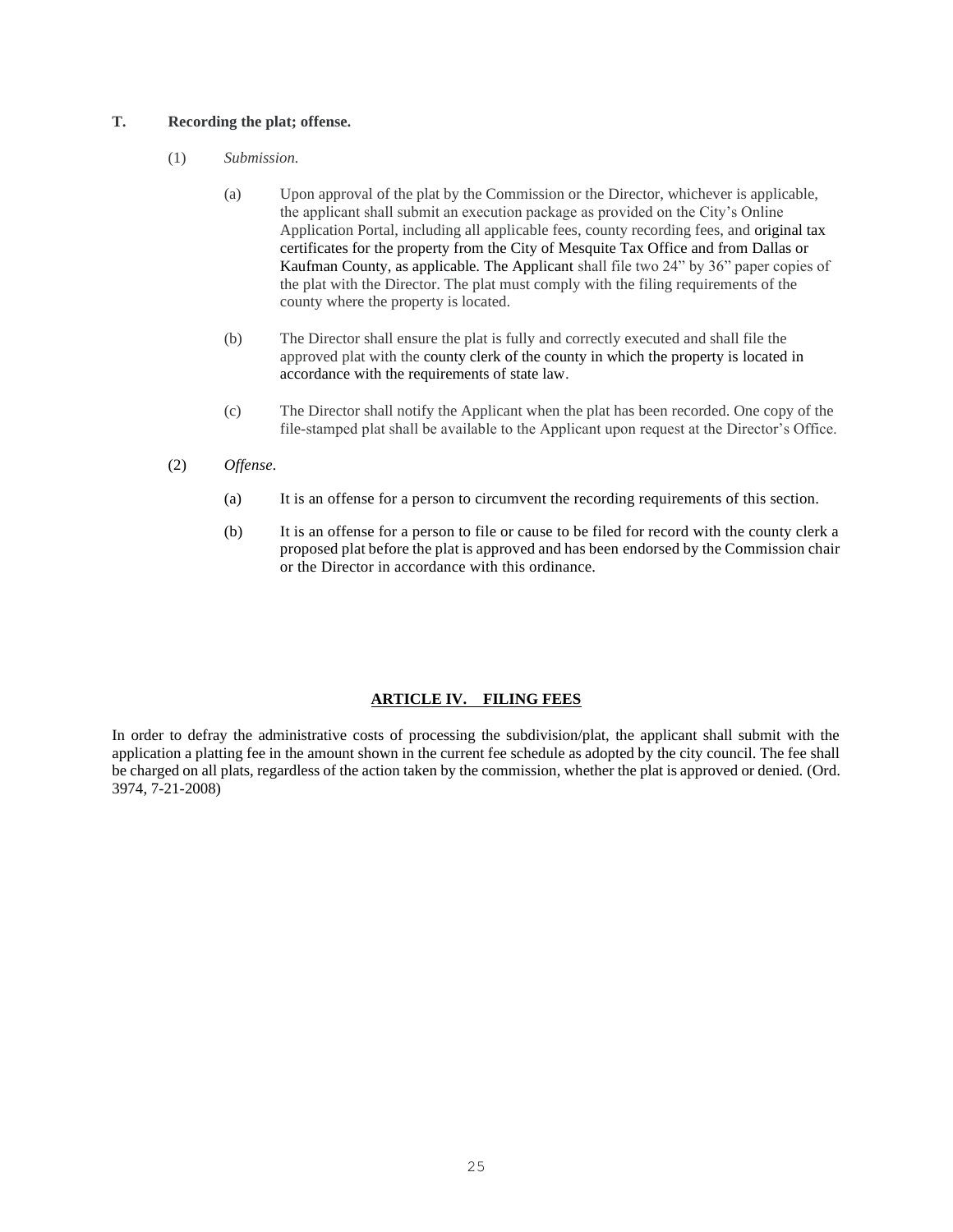**T. Recording the plat; offense.**

(1) *Submission.*

(a) Upon approval of the plat by the Commission or the Director, whichever is applicable, the applicant shall submit an execution package as provided on the City's Online Application Portal, including all applicable fees, county recording fees, and original tax certificates for the property from the City of Mesquite Tax Office and from Dallas or Kaufman County, as applicable. The Applicant shall file two 24" by 36" paper copies of the plat with the Director. The plat must comply with the filing requirements of the county where the property is located.

(b) The Director shall ensure the plat is fully and correctly executed and shall file the approved plat with the county clerk of the county in which the property is located in accordance with the requirements of state law.

(c) The Director shall notify the Applicant when the plat has been recorded. One copy of the file-stamped plat shall be available to the Applicant upon request at the Director's Office.

(2) *Offense.*

(a) It is an offense for a person to circumvent the recording requirements of this section.

(b) It is an offense for a person to file or cause to be filed for record with the county clerk a proposed plat before the plat is approved and has been endorsed by the Commission chair or the Director in accordance with this ordinance.

## ARTICLE IV. FILING FEES

In order to defray the administrative costs of processing the subdivision/plat, the applicant shall submit with the application a platting fee in the amount shown in the current fee schedule as adopted by the city council. The fee shall be charged on all plats, regardless of the action taken by the commission, whether the plat is approved or denied. (Ord. 3974, 7-21-2008)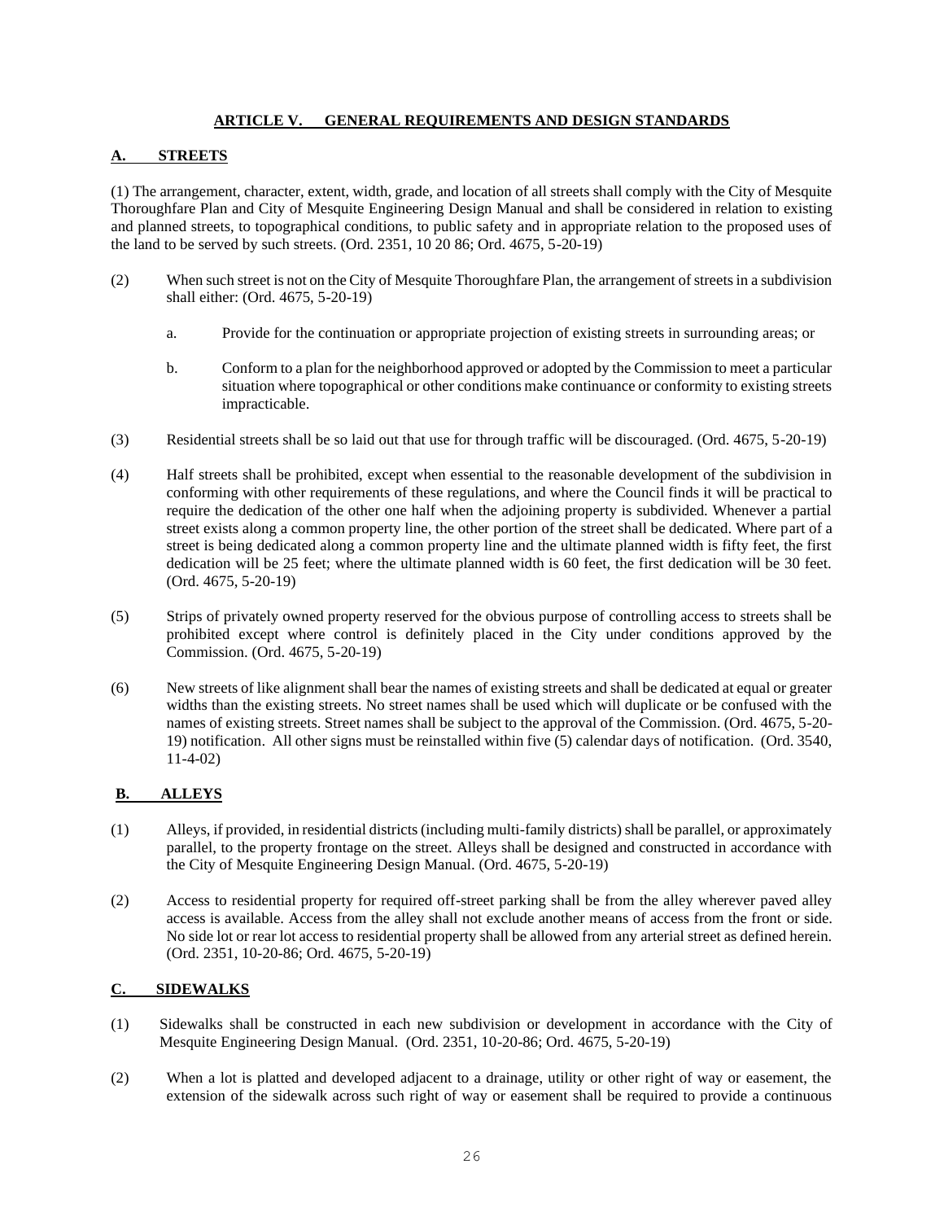## ARTICLE V. GENERAL REQUIREMENTS AND DESIGN STANDARDS

### A. STREETS

(1) The arrangement, character, extent, width, grade, and location of all streets shall comply with the City of Mesquite Thoroughfare Plan and City of Mesquite Engineering Design Manual and shall be considered in relation to existing and planned streets, to topographical conditions, to public safety and in appropriate relation to the proposed uses of the land to be served by such streets. (Ord. 2351, 10 20 86; Ord. 4675, 5-20-19)

(2) When such street is not on the City of Mesquite Thoroughfare Plan, the arrangement of streets in a subdivision shall either: (Ord. 4675, 5-20-19)

   a. Provide for the continuation or appropriate projection of existing streets in surrounding areas; or

   b. Conform to a plan for the neighborhood approved or adopted by the Commission to meet a particular situation where topographical or other conditions make continuance or conformity to existing streets impracticable.

(3) Residential streets shall be so laid out that use for through traffic will be discouraged. (Ord. 4675, 5-20-19)

(4) Half streets shall be prohibited, except when essential to the reasonable development of the subdivision in conforming with other requirements of these regulations, and where the Council finds it will be practical to require the dedication of the other one half when the adjoining property is subdivided. Whenever a partial street exists along a common property line, the other portion of the street shall be dedicated. Where part of a street is being dedicated along a common property line and the ultimate planned width is fifty feet, the first dedication will be 25 feet; where the ultimate planned width is 60 feet, the first dedication will be 30 feet. (Ord. 4675, 5-20-19)

(5) Strips of privately owned property reserved for the obvious purpose of controlling access to streets shall be prohibited except where control is definitely placed in the City under conditions approved by the Commission. (Ord. 4675, 5-20-19)

(6) New streets of like alignment shall bear the names of existing streets and shall be dedicated at equal or greater widths than the existing streets. No street names shall be used which will duplicate or be confused with the names of existing streets. Street names shall be subject to the approval of the Commission. (Ord. 4675, 5-20-19) notification. All other signs must be reinstalled within five (5) calendar days of notification. (Ord. 3540, 11-4-02)

### B. ALLEYS

(1) Alleys, if provided, in residential districts (including multi-family districts) shall be parallel, or approximately parallel, to the property frontage on the street. Alleys shall be designed and constructed in accordance with the City of Mesquite Engineering Design Manual. (Ord. 4675, 5-20-19)

(2) Access to residential property for required off-street parking shall be from the alley wherever paved alley access is available. Access from the alley shall not exclude another means of access from the front or side. No side lot or rear lot access to residential property shall be allowed from any arterial street as defined herein. (Ord. 2351, 10-20-86; Ord. 4675, 5-20-19)

### C. SIDEWALKS

(1) Sidewalks shall be constructed in each new subdivision or development in accordance with the City of Mesquite Engineering Design Manual. (Ord. 2351, 10-20-86; Ord. 4675, 5-20-19)

(2) When a lot is platted and developed adjacent to a drainage, utility or other right of way or easement, the extension of the sidewalk across such right of way or easement shall be required to provide a continuous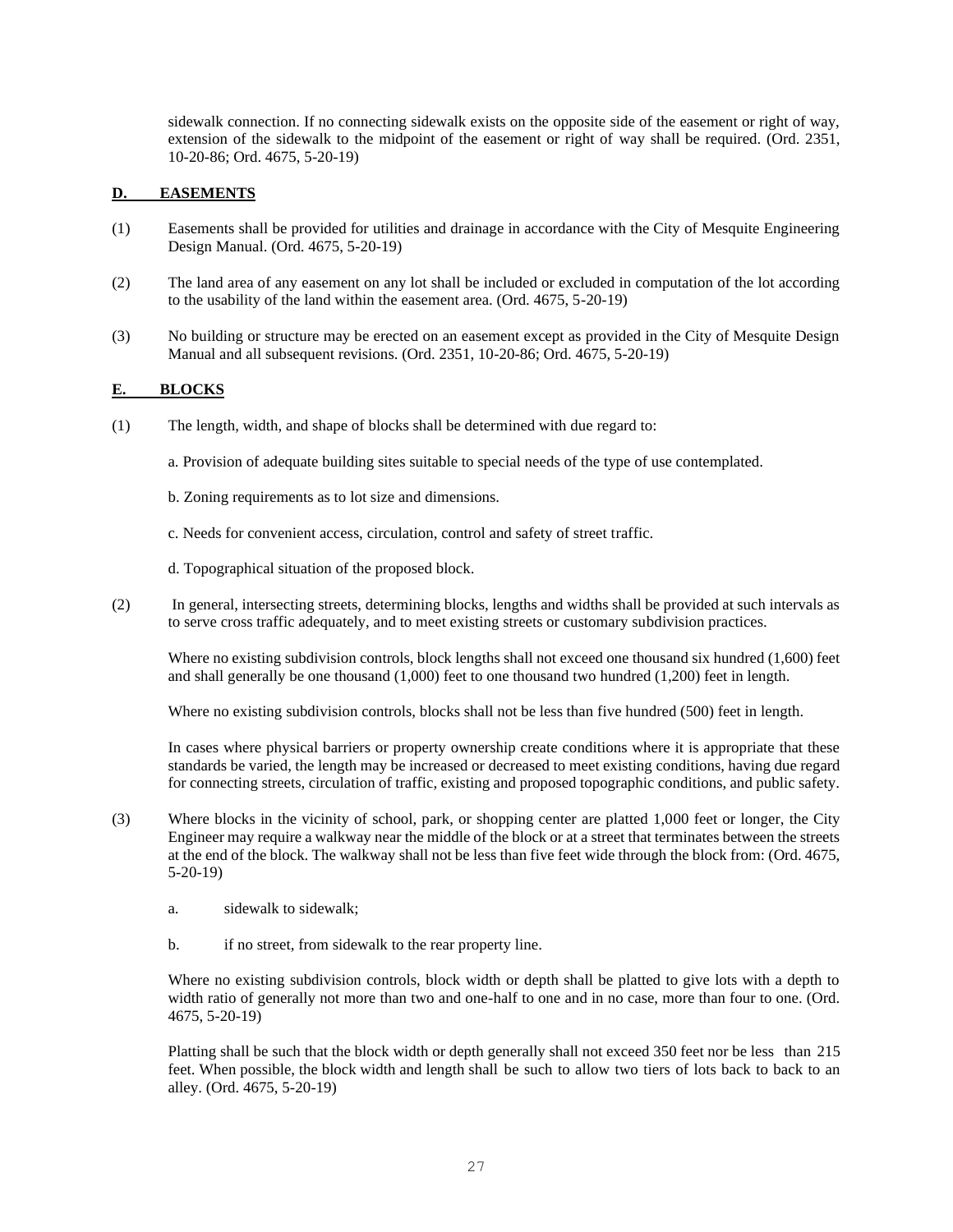sidewalk connection. If no connecting sidewalk exists on the opposite side of the easement or right of way, extension of the sidewalk to the midpoint of the easement or right of way shall be required. (Ord. 2351, 10-20-86; Ord. 4675, 5-20-19)

## D. EASEMENTS

(1) Easements shall be provided for utilities and drainage in accordance with the City of Mesquite Engineering Design Manual. (Ord. 4675, 5-20-19)

(2) The land area of any easement on any lot shall be included or excluded in computation of the lot according to the usability of the land within the easement area. (Ord. 4675, 5-20-19)

(3) No building or structure may be erected on an easement except as provided in the City of Mesquite Design Manual and all subsequent revisions. (Ord. 2351, 10-20-86; Ord. 4675, 5-20-19)

## E. BLOCKS

(1) The length, width, and shape of blocks shall be determined with due regard to:

a. Provision of adequate building sites suitable to special needs of the type of use contemplated.

b. Zoning requirements as to lot size and dimensions.

c. Needs for convenient access, circulation, control and safety of street traffic.

d. Topographical situation of the proposed block.

(2) In general, intersecting streets, determining blocks, lengths and widths shall be provided at such intervals as to serve cross traffic adequately, and to meet existing streets or customary subdivision practices.

Where no existing subdivision controls, block lengths shall not exceed one thousand six hundred (1,600) feet and shall generally be one thousand (1,000) feet to one thousand two hundred (1,200) feet in length.

Where no existing subdivision controls, blocks shall not be less than five hundred (500) feet in length.

In cases where physical barriers or property ownership create conditions where it is appropriate that these standards be varied, the length may be increased or decreased to meet existing conditions, having due regard for connecting streets, circulation of traffic, existing and proposed topographic conditions, and public safety.

(3) Where blocks in the vicinity of school, park, or shopping center are platted 1,000 feet or longer, the City Engineer may require a walkway near the middle of the block or at a street that terminates between the streets at the end of the block. The walkway shall not be less than five feet wide through the block from: (Ord. 4675, 5-20-19)

a. sidewalk to sidewalk;

b. if no street, from sidewalk to the rear property line.

Where no existing subdivision controls, block width or depth shall be platted to give lots with a depth to width ratio of generally not more than two and one-half to one and in no case, more than four to one. (Ord. 4675, 5-20-19)

Platting shall be such that the block width or depth generally shall not exceed 350 feet nor be less than 215 feet. When possible, the block width and length shall be such to allow two tiers of lots back to back to an alley. (Ord. 4675, 5-20-19)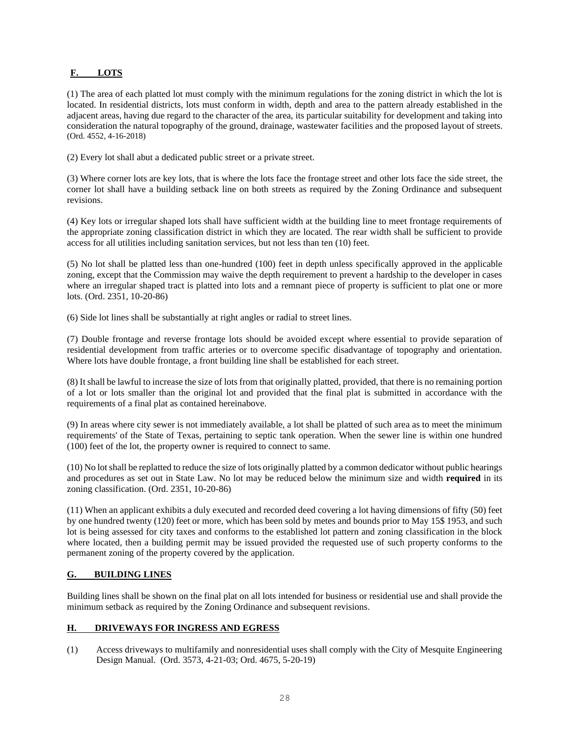## F. LOTS

(1) The area of each platted lot must comply with the minimum regulations for the zoning district in which the lot is located. In residential districts, lots must conform in width, depth and area to the pattern already established in the adjacent areas, having due regard to the character of the area, its particular suitability for development and taking into consideration the natural topography of the ground, drainage, wastewater facilities and the proposed layout of streets. (Ord. 4552, 4-16-2018)

(2) Every lot shall abut a dedicated public street or a private street.

(3) Where corner lots are key lots, that is where the lots face the frontage street and other lots face the side street, the corner lot shall have a building setback line on both streets as required by the Zoning Ordinance and subsequent revisions.

(4) Key lots or irregular shaped lots shall have sufficient width at the building line to meet frontage requirements of the appropriate zoning classification district in which they are located. The rear width shall be sufficient to provide access for all utilities including sanitation services, but not less than ten (10) feet.

(5) No lot shall be platted less than one-hundred (100) feet in depth unless specifically approved in the applicable zoning, except that the Commission may waive the depth requirement to prevent a hardship to the developer in cases where an irregular shaped tract is platted into lots and a remnant piece of property is sufficient to plat one or more lots. (Ord. 2351, 10-20-86)

(6) Side lot lines shall be substantially at right angles or radial to street lines.

(7) Double frontage and reverse frontage lots should be avoided except where essential to provide separation of residential development from traffic arteries or to overcome specific disadvantage of topography and orientation. Where lots have double frontage, a front building line shall be established for each street.

(8) It shall be lawful to increase the size of lots from that originally platted, provided, that there is no remaining portion of a lot or lots smaller than the original lot and provided that the final plat is submitted in accordance with the requirements of a final plat as contained hereinabove.

(9) In areas where city sewer is not immediately available, a lot shall be platted of such area as to meet the minimum requirements' of the State of Texas, pertaining to septic tank operation. When the sewer line is within one hundred (100) feet of the lot, the property owner is required to connect to same.

(10) No lot shall be replatted to reduce the size of lots originally platted by a common dedicator without public hearings and procedures as set out in State Law. No lot may be reduced below the minimum size and width **required** in its zoning classification. (Ord. 2351, 10-20-86)

(11) When an applicant exhibits a duly executed and recorded deed covering a lot having dimensions of fifty (50) feet by one hundred twenty (120) feet or more, which has been sold by metes and bounds prior to May 15$ 1953, and such lot is being assessed for city taxes and conforms to the established lot pattern and zoning classification in the block where located, then a building permit may be issued provided the requested use of such property conforms to the permanent zoning of the property covered by the application.

## G. BUILDING LINES

Building lines shall be shown on the final plat on all lots intended for business or residential use and shall provide the minimum setback as required by the Zoning Ordinance and subsequent revisions.

## H. DRIVEWAYS FOR INGRESS AND EGRESS

(1) Access driveways to multifamily and nonresidential uses shall comply with the City of Mesquite Engineering Design Manual. (Ord. 3573, 4-21-03; Ord. 4675, 5-20-19)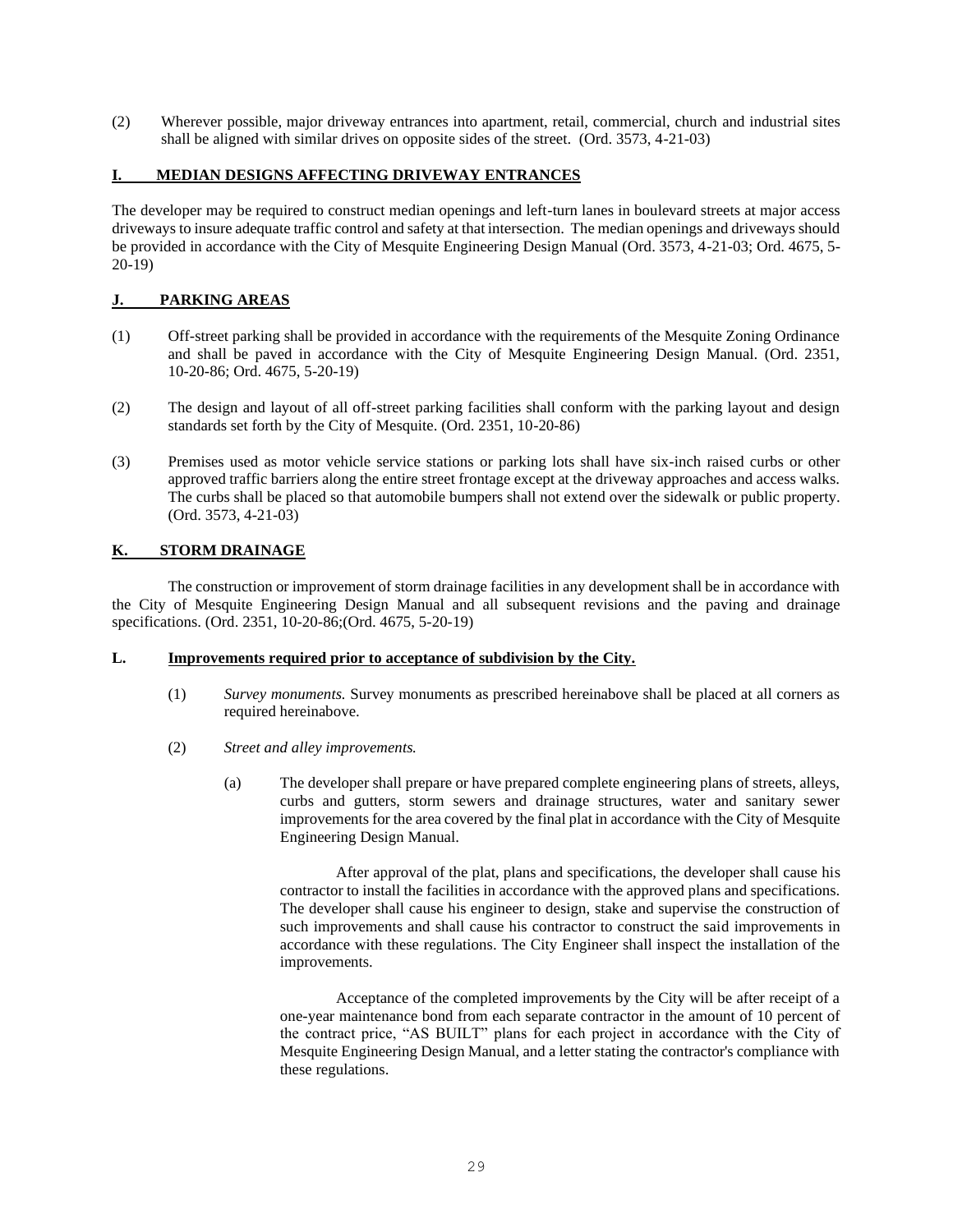(2) Wherever possible, major driveway entrances into apartment, retail, commercial, church and industrial sites shall be aligned with similar drives on opposite sides of the street. (Ord. 3573, 4-21-03)

## I. MEDIAN DESIGNS AFFECTING DRIVEWAY ENTRANCES

The developer may be required to construct median openings and left-turn lanes in boulevard streets at major access driveways to insure adequate traffic control and safety at that intersection. The median openings and driveways should be provided in accordance with the City of Mesquite Engineering Design Manual (Ord. 3573, 4-21-03; Ord. 4675, 5-20-19)

## J. PARKING AREAS

(1) Off-street parking shall be provided in accordance with the requirements of the Mesquite Zoning Ordinance and shall be paved in accordance with the City of Mesquite Engineering Design Manual. (Ord. 2351, 10-20-86; Ord. 4675, 5-20-19)

(2) The design and layout of all off-street parking facilities shall conform with the parking layout and design standards set forth by the City of Mesquite. (Ord. 2351, 10-20-86)

(3) Premises used as motor vehicle service stations or parking lots shall have six-inch raised curbs or other approved traffic barriers along the entire street frontage except at the driveway approaches and access walks. The curbs shall be placed so that automobile bumpers shall not extend over the sidewalk or public property. (Ord. 3573, 4-21-03)

## K. STORM DRAINAGE

The construction or improvement of storm drainage facilities in any development shall be in accordance with the City of Mesquite Engineering Design Manual and all subsequent revisions and the paving and drainage specifications. (Ord. 2351, 10-20-86;(Ord. 4675, 5-20-19)

## L. Improvements required prior to acceptance of subdivision by the City.

(1) *Survey monuments.* Survey monuments as prescribed hereinabove shall be placed at all corners as required hereinabove.

(2) *Street and alley improvements.*

(a) The developer shall prepare or have prepared complete engineering plans of streets, alleys, curbs and gutters, storm sewers and drainage structures, water and sanitary sewer improvements for the area covered by the final plat in accordance with the City of Mesquite Engineering Design Manual.

After approval of the plat, plans and specifications, the developer shall cause his contractor to install the facilities in accordance with the approved plans and specifications. The developer shall cause his engineer to design, stake and supervise the construction of such improvements and shall cause his contractor to construct the said improvements in accordance with these regulations. The City Engineer shall inspect the installation of the improvements.

Acceptance of the completed improvements by the City will be after receipt of a one-year maintenance bond from each separate contractor in the amount of 10 percent of the contract price, "AS BUILT" plans for each project in accordance with the City of Mesquite Engineering Design Manual, and a letter stating the contractor's compliance with these regulations.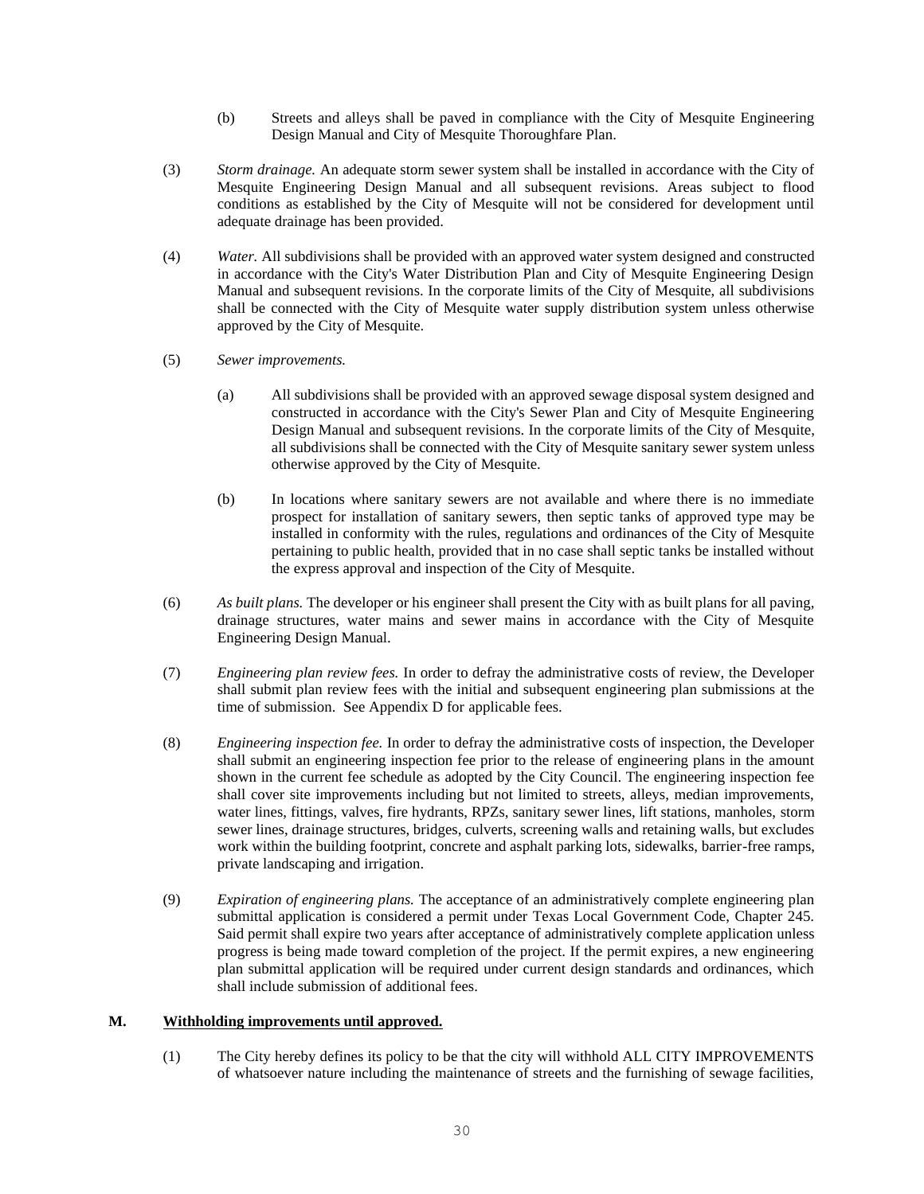(b) Streets and alleys shall be paved in compliance with the City of Mesquite Engineering Design Manual and City of Mesquite Thoroughfare Plan.

(3) *Storm drainage.* An adequate storm sewer system shall be installed in accordance with the City of Mesquite Engineering Design Manual and all subsequent revisions. Areas subject to flood conditions as established by the City of Mesquite will not be considered for development until adequate drainage has been provided.

(4) *Water.* All subdivisions shall be provided with an approved water system designed and constructed in accordance with the City's Water Distribution Plan and City of Mesquite Engineering Design Manual and subsequent revisions. In the corporate limits of the City of Mesquite, all subdivisions shall be connected with the City of Mesquite water supply distribution system unless otherwise approved by the City of Mesquite.

(5) *Sewer improvements.*

(a) All subdivisions shall be provided with an approved sewage disposal system designed and constructed in accordance with the City's Sewer Plan and City of Mesquite Engineering Design Manual and subsequent revisions. In the corporate limits of the City of Mesquite, all subdivisions shall be connected with the City of Mesquite sanitary sewer system unless otherwise approved by the City of Mesquite.

(b) In locations where sanitary sewers are not available and where there is no immediate prospect for installation of sanitary sewers, then septic tanks of approved type may be installed in conformity with the rules, regulations and ordinances of the City of Mesquite pertaining to public health, provided that in no case shall septic tanks be installed without the express approval and inspection of the City of Mesquite.

(6) *As built plans.* The developer or his engineer shall present the City with as built plans for all paving, drainage structures, water mains and sewer mains in accordance with the City of Mesquite Engineering Design Manual.

(7) *Engineering plan review fees.* In order to defray the administrative costs of review, the Developer shall submit plan review fees with the initial and subsequent engineering plan submissions at the time of submission. See Appendix D for applicable fees.

(8) *Engineering inspection fee.* In order to defray the administrative costs of inspection, the Developer shall submit an engineering inspection fee prior to the release of engineering plans in the amount shown in the current fee schedule as adopted by the City Council. The engineering inspection fee shall cover site improvements including but not limited to streets, alleys, median improvements, water lines, fittings, valves, fire hydrants, RPZs, sanitary sewer lines, lift stations, manholes, storm sewer lines, drainage structures, bridges, culverts, screening walls and retaining walls, but excludes work within the building footprint, concrete and asphalt parking lots, sidewalks, barrier-free ramps, private landscaping and irrigation.

(9) *Expiration of engineering plans.* The acceptance of an administratively complete engineering plan submittal application is considered a permit under Texas Local Government Code, Chapter 245. Said permit shall expire two years after acceptance of administratively complete application unless progress is being made toward completion of the project. If the permit expires, a new engineering plan submittal application will be required under current design standards and ordinances, which shall include submission of additional fees.

**M. <u>Withholding improvements until approved.</u>**

(1) The City hereby defines its policy to be that the city will withhold ALL CITY IMPROVEMENTS of whatsoever nature including the maintenance of streets and the furnishing of sewage facilities,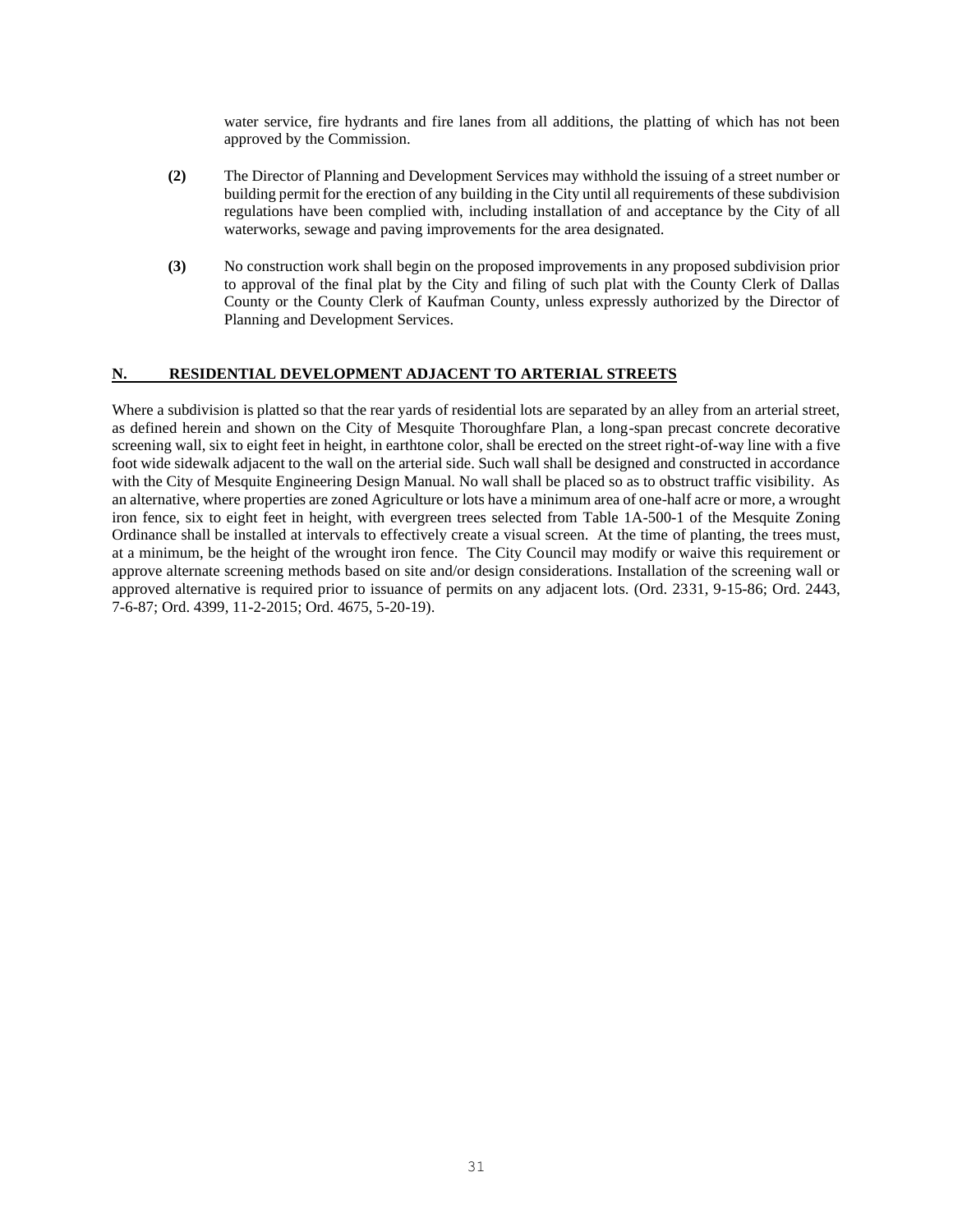water service, fire hydrants and fire lanes from all additions, the platting of which has not been approved by the Commission.

**(2)** The Director of Planning and Development Services may withhold the issuing of a street number or building permit for the erection of any building in the City until all requirements of these subdivision regulations have been complied with, including installation of and acceptance by the City of all waterworks, sewage and paving improvements for the area designated.

**(3)** No construction work shall begin on the proposed improvements in any proposed subdivision prior to approval of the final plat by the City and filing of such plat with the County Clerk of Dallas County or the County Clerk of Kaufman County, unless expressly authorized by the Director of Planning and Development Services.

## N. RESIDENTIAL DEVELOPMENT ADJACENT TO ARTERIAL STREETS

Where a subdivision is platted so that the rear yards of residential lots are separated by an alley from an arterial street, as defined herein and shown on the City of Mesquite Thoroughfare Plan, a long-span precast concrete decorative screening wall, six to eight feet in height, in earthtone color, shall be erected on the street right-of-way line with a five foot wide sidewalk adjacent to the wall on the arterial side. Such wall shall be designed and constructed in accordance with the City of Mesquite Engineering Design Manual. No wall shall be placed so as to obstruct traffic visibility. As an alternative, where properties are zoned Agriculture or lots have a minimum area of one-half acre or more, a wrought iron fence, six to eight feet in height, with evergreen trees selected from Table 1A-500-1 of the Mesquite Zoning Ordinance shall be installed at intervals to effectively create a visual screen. At the time of planting, the trees must, at a minimum, be the height of the wrought iron fence. The City Council may modify or waive this requirement or approve alternate screening methods based on site and/or design considerations. Installation of the screening wall or approved alternative is required prior to issuance of permits on any adjacent lots. (Ord. 2331, 9-15-86; Ord. 2443, 7-6-87; Ord. 4399, 11-2-2015; Ord. 4675, 5-20-19).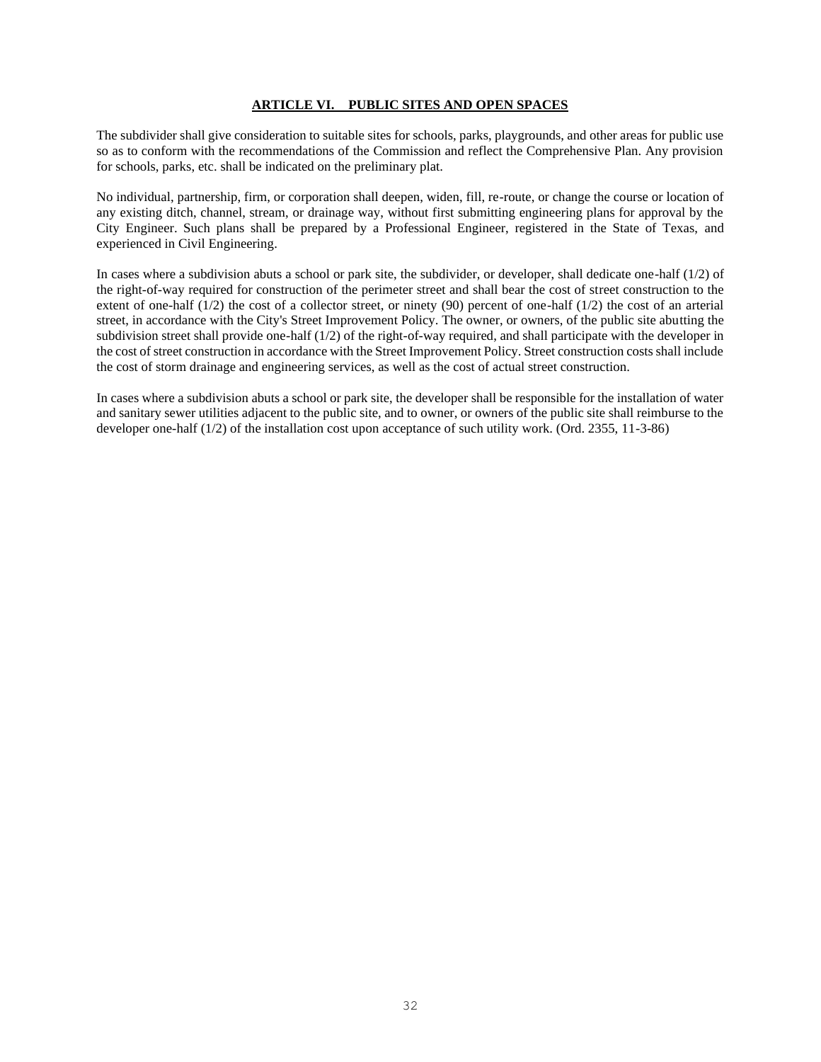## ARTICLE VI. PUBLIC SITES AND OPEN SPACES

The subdivider shall give consideration to suitable sites for schools, parks, playgrounds, and other areas for public use so as to conform with the recommendations of the Commission and reflect the Comprehensive Plan. Any provision for schools, parks, etc. shall be indicated on the preliminary plat.

No individual, partnership, firm, or corporation shall deepen, widen, fill, re-route, or change the course or location of any existing ditch, channel, stream, or drainage way, without first submitting engineering plans for approval by the City Engineer. Such plans shall be prepared by a Professional Engineer, registered in the State of Texas, and experienced in Civil Engineering.

In cases where a subdivision abuts a school or park site, the subdivider, or developer, shall dedicate one-half (1/2) of the right-of-way required for construction of the perimeter street and shall bear the cost of street construction to the extent of one-half (1/2) the cost of a collector street, or ninety (90) percent of one-half (1/2) the cost of an arterial street, in accordance with the City's Street Improvement Policy. The owner, or owners, of the public site abutting the subdivision street shall provide one-half (1/2) of the right-of-way required, and shall participate with the developer in the cost of street construction in accordance with the Street Improvement Policy. Street construction costs shall include the cost of storm drainage and engineering services, as well as the cost of actual street construction.

In cases where a subdivision abuts a school or park site, the developer shall be responsible for the installation of water and sanitary sewer utilities adjacent to the public site, and to owner, or owners of the public site shall reimburse to the developer one-half (1/2) of the installation cost upon acceptance of such utility work. (Ord. 2355, 11-3-86)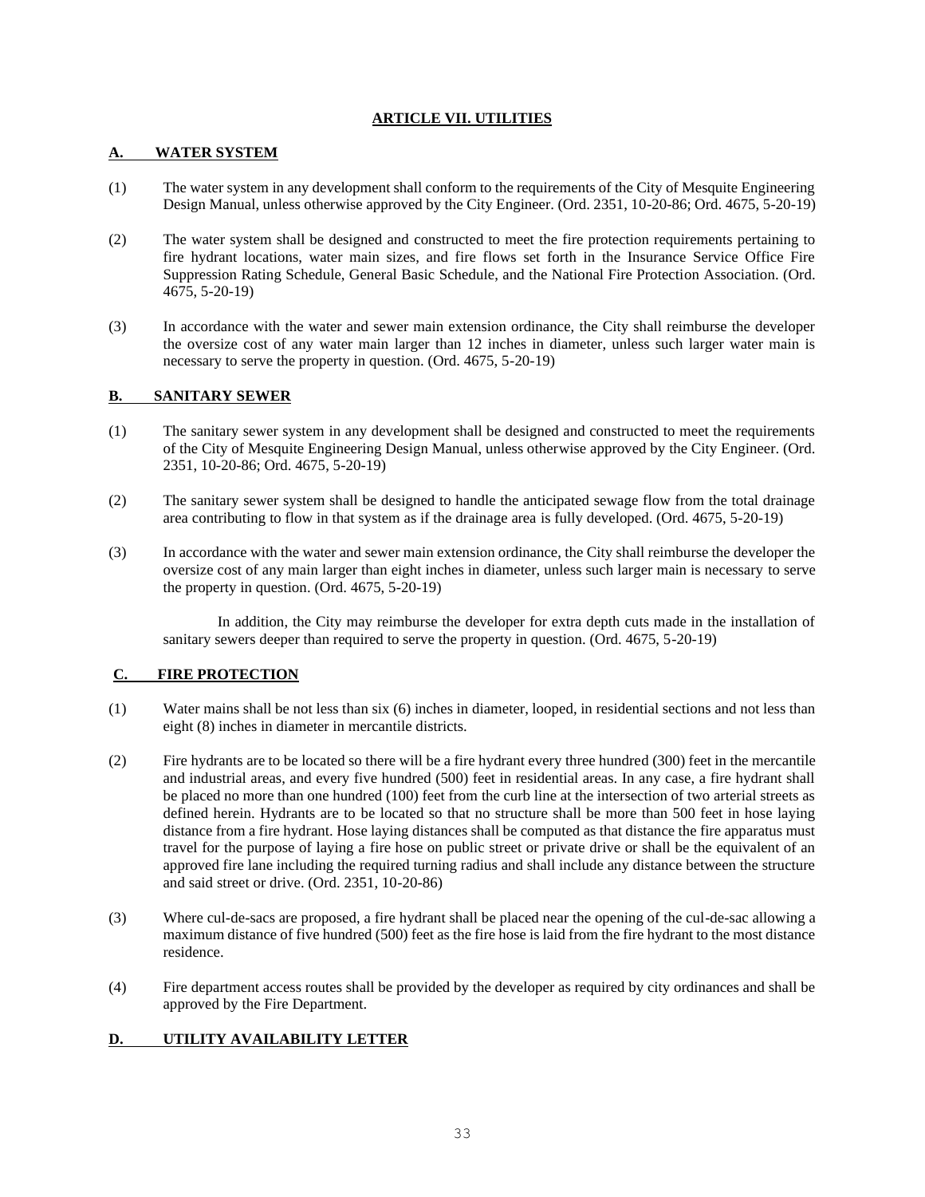# ARTICLE VII. UTILITIES

## A. WATER SYSTEM

(1) The water system in any development shall conform to the requirements of the City of Mesquite Engineering Design Manual, unless otherwise approved by the City Engineer. (Ord. 2351, 10-20-86; Ord. 4675, 5-20-19)

(2) The water system shall be designed and constructed to meet the fire protection requirements pertaining to fire hydrant locations, water main sizes, and fire flows set forth in the Insurance Service Office Fire Suppression Rating Schedule, General Basic Schedule, and the National Fire Protection Association. (Ord. 4675, 5-20-19)

(3) In accordance with the water and sewer main extension ordinance, the City shall reimburse the developer the oversize cost of any water main larger than 12 inches in diameter, unless such larger water main is necessary to serve the property in question. (Ord. 4675, 5-20-19)

## B. SANITARY SEWER

(1) The sanitary sewer system in any development shall be designed and constructed to meet the requirements of the City of Mesquite Engineering Design Manual, unless otherwise approved by the City Engineer. (Ord. 2351, 10-20-86; Ord. 4675, 5-20-19)

(2) The sanitary sewer system shall be designed to handle the anticipated sewage flow from the total drainage area contributing to flow in that system as if the drainage area is fully developed. (Ord. 4675, 5-20-19)

(3) In accordance with the water and sewer main extension ordinance, the City shall reimburse the developer the oversize cost of any main larger than eight inches in diameter, unless such larger main is necessary to serve the property in question. (Ord. 4675, 5-20-19)

In addition, the City may reimburse the developer for extra depth cuts made in the installation of sanitary sewers deeper than required to serve the property in question. (Ord. 4675, 5-20-19)

## C. FIRE PROTECTION

(1) Water mains shall be not less than six (6) inches in diameter, looped, in residential sections and not less than eight (8) inches in diameter in mercantile districts.

(2) Fire hydrants are to be located so there will be a fire hydrant every three hundred (300) feet in the mercantile and industrial areas, and every five hundred (500) feet in residential areas. In any case, a fire hydrant shall be placed no more than one hundred (100) feet from the curb line at the intersection of two arterial streets as defined herein. Hydrants are to be located so that no structure shall be more than 500 feet in hose laying distance from a fire hydrant. Hose laying distances shall be computed as that distance the fire apparatus must travel for the purpose of laying a fire hose on public street or private drive or shall be the equivalent of an approved fire lane including the required turning radius and shall include any distance between the structure and said street or drive. (Ord. 2351, 10-20-86)

(3) Where cul-de-sacs are proposed, a fire hydrant shall be placed near the opening of the cul-de-sac allowing a maximum distance of five hundred (500) feet as the fire hose is laid from the fire hydrant to the most distance residence.

(4) Fire department access routes shall be provided by the developer as required by city ordinances and shall be approved by the Fire Department.

## D. UTILITY AVAILABILITY LETTER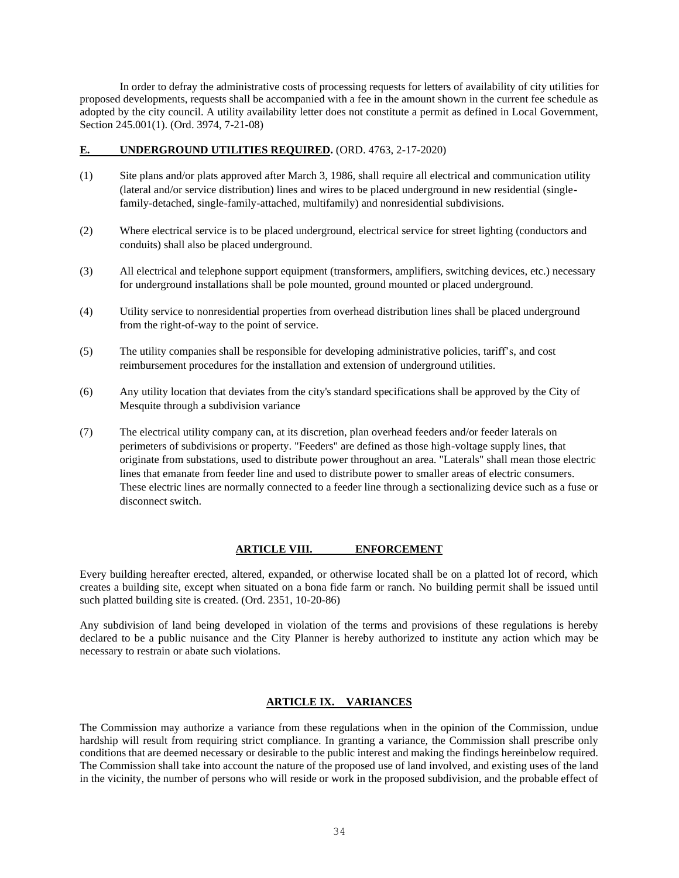In order to defray the administrative costs of processing requests for letters of availability of city utilities for proposed developments, requests shall be accompanied with a fee in the amount shown in the current fee schedule as adopted by the city council. A utility availability letter does not constitute a permit as defined in Local Government, Section 245.001(1). (Ord. 3974, 7-21-08)

**E. UNDERGROUND UTILITIES REQUIRED.** (ORD. 4763, 2-17-2020)

(1) Site plans and/or plats approved after March 3, 1986, shall require all electrical and communication utility (lateral and/or service distribution) lines and wires to be placed underground in new residential (single-family-detached, single-family-attached, multifamily) and nonresidential subdivisions.

(2) Where electrical service is to be placed underground, electrical service for street lighting (conductors and conduits) shall also be placed underground.

(3) All electrical and telephone support equipment (transformers, amplifiers, switching devices, etc.) necessary for underground installations shall be pole mounted, ground mounted or placed underground.

(4) Utility service to nonresidential properties from overhead distribution lines shall be placed underground from the right-of-way to the point of service.

(5) The utility companies shall be responsible for developing administrative policies, tariff's, and cost reimbursement procedures for the installation and extension of underground utilities.

(6) Any utility location that deviates from the city's standard specifications shall be approved by the City of Mesquite through a subdivision variance

(7) The electrical utility company can, at its discretion, plan overhead feeders and/or feeder laterals on perimeters of subdivisions or property. "Feeders" are defined as those high-voltage supply lines, that originate from substations, used to distribute power throughout an area. "Laterals" shall mean those electric lines that emanate from feeder line and used to distribute power to smaller areas of electric consumers. These electric lines are normally connected to a feeder line through a sectionalizing device such as a fuse or disconnect switch.

## ARTICLE VIII. ENFORCEMENT

Every building hereafter erected, altered, expanded, or otherwise located shall be on a platted lot of record, which creates a building site, except when situated on a bona fide farm or ranch. No building permit shall be issued until such platted building site is created. (Ord. 2351, 10-20-86)

Any subdivision of land being developed in violation of the terms and provisions of these regulations is hereby declared to be a public nuisance and the City Planner is hereby authorized to institute any action which may be necessary to restrain or abate such violations.

## ARTICLE IX. VARIANCES

The Commission may authorize a variance from these regulations when in the opinion of the Commission, undue hardship will result from requiring strict compliance. In granting a variance, the Commission shall prescribe only conditions that are deemed necessary or desirable to the public interest and making the findings hereinbelow required. The Commission shall take into account the nature of the proposed use of land involved, and existing uses of the land in the vicinity, the number of persons who will reside or work in the proposed subdivision, and the probable effect of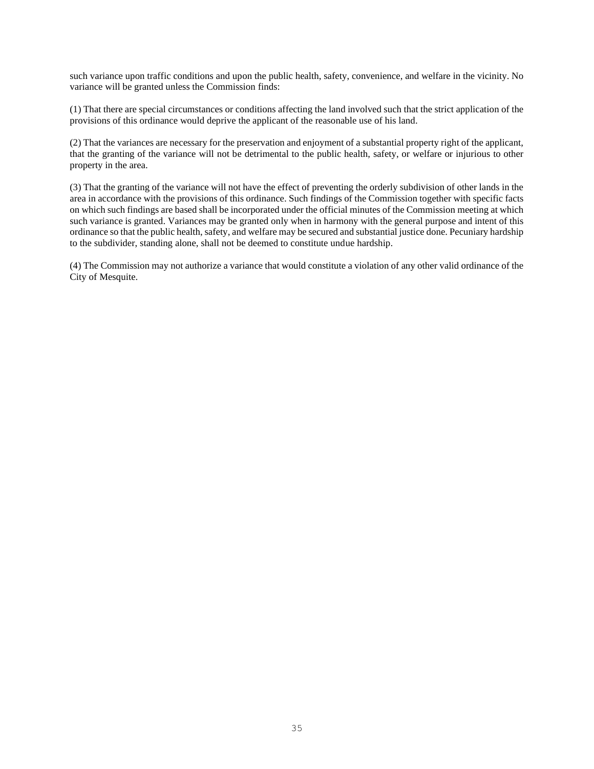such variance upon traffic conditions and upon the public health, safety, convenience, and welfare in the vicinity. No variance will be granted unless the Commission finds:

(1) That there are special circumstances or conditions affecting the land involved such that the strict application of the provisions of this ordinance would deprive the applicant of the reasonable use of his land.

(2) That the variances are necessary for the preservation and enjoyment of a substantial property right of the applicant, that the granting of the variance will not be detrimental to the public health, safety, or welfare or injurious to other property in the area.

(3) That the granting of the variance will not have the effect of preventing the orderly subdivision of other lands in the area in accordance with the provisions of this ordinance. Such findings of the Commission together with specific facts on which such findings are based shall be incorporated under the official minutes of the Commission meeting at which such variance is granted. Variances may be granted only when in harmony with the general purpose and intent of this ordinance so that the public health, safety, and welfare may be secured and substantial justice done. Pecuniary hardship to the subdivider, standing alone, shall not be deemed to constitute undue hardship.

(4) The Commission may not authorize a variance that would constitute a violation of any other valid ordinance of the City of Mesquite.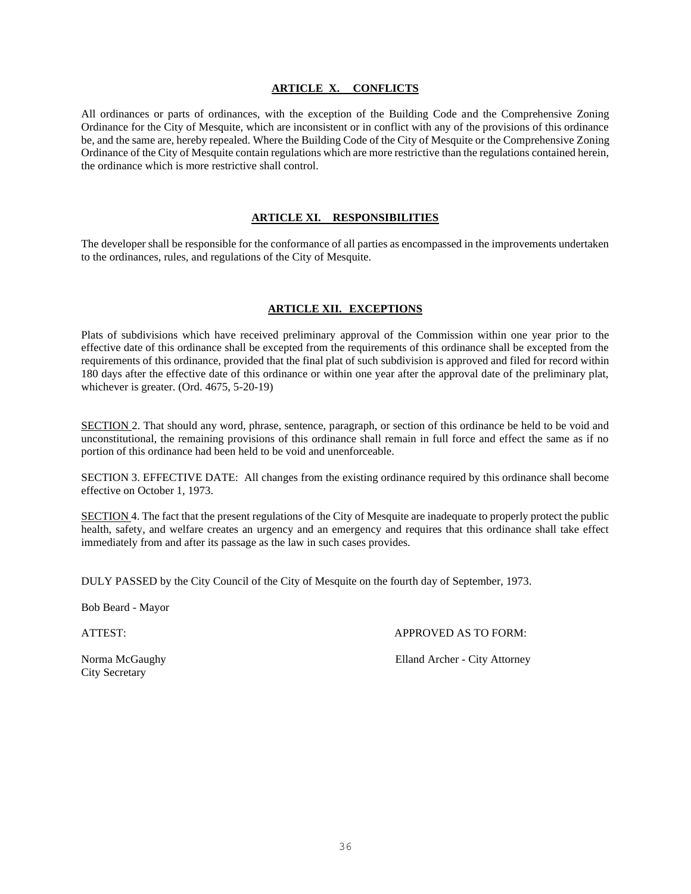## ARTICLE X. CONFLICTS

All ordinances or parts of ordinances, with the exception of the Building Code and the Comprehensive Zoning Ordinance for the City of Mesquite, which are inconsistent or in conflict with any of the provisions of this ordinance be, and the same are, hereby repealed. Where the Building Code of the City of Mesquite or the Comprehensive Zoning Ordinance of the City of Mesquite contain regulations which are more restrictive than the regulations contained herein, the ordinance which is more restrictive shall control.

## ARTICLE XI. RESPONSIBILITIES

The developer shall be responsible for the conformance of all parties as encompassed in the improvements undertaken to the ordinances, rules, and regulations of the City of Mesquite.

## ARTICLE XII. EXCEPTIONS

Plats of subdivisions which have received preliminary approval of the Commission within one year prior to the effective date of this ordinance shall be excepted from the requirements of this ordinance shall be excepted from the requirements of this ordinance, provided that the final plat of such subdivision is approved and filed for record within 180 days after the effective date of this ordinance or within one year after the approval date of the preliminary plat, whichever is greater. (Ord. 4675, 5-20-19)

SECTION 2. That should any word, phrase, sentence, paragraph, or section of this ordinance be held to be void and unconstitutional, the remaining provisions of this ordinance shall remain in full force and effect the same as if no portion of this ordinance had been held to be void and unenforceable.

SECTION 3. EFFECTIVE DATE: All changes from the existing ordinance required by this ordinance shall become effective on October 1, 1973.

SECTION 4. The fact that the present regulations of the City of Mesquite are inadequate to properly protect the public health, safety, and welfare creates an urgency and an emergency and requires that this ordinance shall take effect immediately from and after its passage as the law in such cases provides.

DULY PASSED by the City Council of the City of Mesquite on the fourth day of September, 1973.

Bob Beard - Mayor

ATTEST:

Norma McGaughy
City Secretary

APPROVED AS TO FORM:

Elland Archer - City Attorney